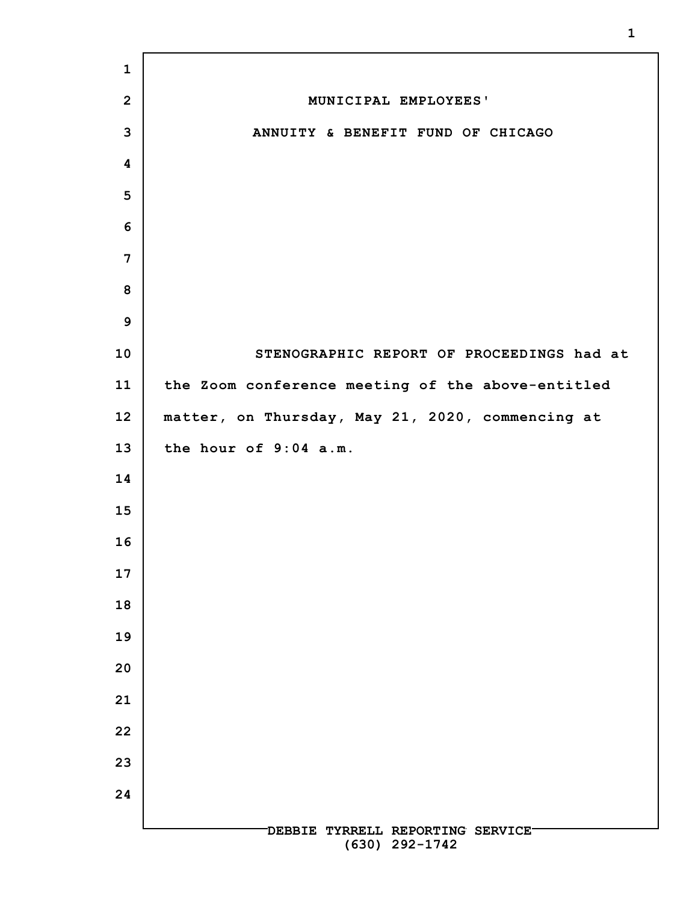MUNICIPAL EMPLOYEES'

ANNUITY & BENEFIT FUND OF CHICAGO

STENOGRAPHIC REPORT OF PROCEEDINGS had at the Zoom conference meeting of the above-entitled matter, on Thursday, May 21, 2020, commencing at the hour of 9:04 a.m.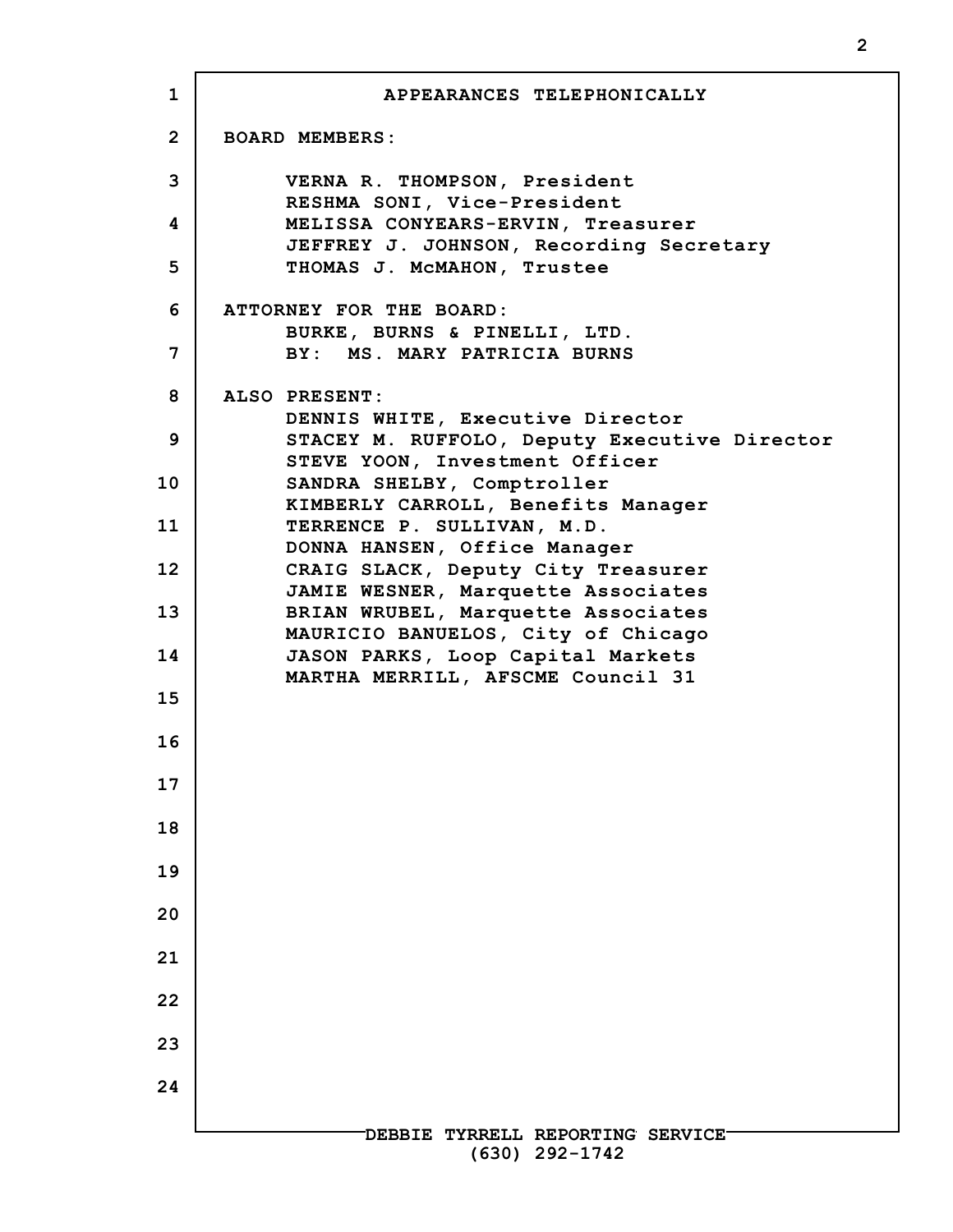# APPEARANCES TELEPHONICALLY

**BOARD MEMBERS:**

VERNA R. THOMPSON, President
RESHMA SONI, Vice-President
MELISSA CONYEARS-ERVIN, Treasurer
JEFFREY J. JOHNSON, Recording Secretary
THOMAS J. McMAHON, Trustee

**ATTORNEY FOR THE BOARD:**

BURKE, BURNS & PINELLI, LTD.
BY: MS. MARY PATRICIA BURNS

**ALSO PRESENT:**

DENNIS WHITE, Executive Director
STACEY M. RUFFOLO, Deputy Executive Director
STEVE YOON, Investment Officer
SANDRA SHELBY, Comptroller
KIMBERLY CARROLL, Benefits Manager
TERRENCE P. SULLIVAN, M.D.
DONNA HANSEN, Office Manager
CRAIG SLACK, Deputy City Treasurer
JAMIE WESNER, Marquette Associates
BRIAN WRUBEL, Marquette Associates
MAURICIO BANUELOS, City of Chicago
JASON PARKS, Loop Capital Markets
MARTHA MERRILL, AFSCME Council 31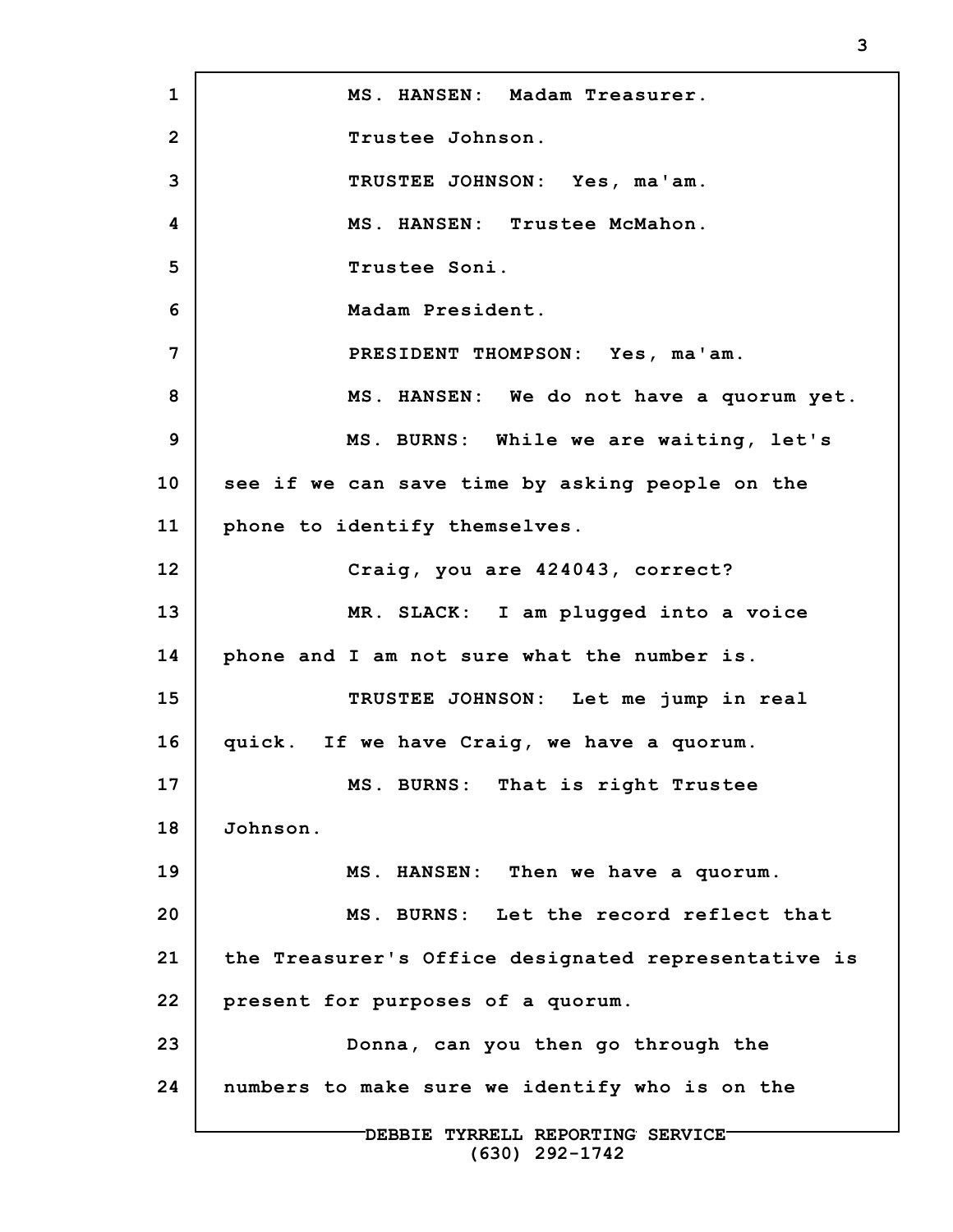MS. HANSEN: Madam Treasurer.

Trustee Johnson.

TRUSTEE JOHNSON: Yes, ma'am.

MS. HANSEN: Trustee McMahon.

Trustee Soni.

Madam President.

PRESIDENT THOMPSON: Yes, ma'am.

MS. HANSEN: We do not have a quorum yet.

MS. BURNS: While we are waiting, let's see if we can save time by asking people on the phone to identify themselves.

Craig, you are 424043, correct?

MR. SLACK: I am plugged into a voice phone and I am not sure what the number is.

TRUSTEE JOHNSON: Let me jump in real quick. If we have Craig, we have a quorum.

MS. BURNS: That is right Trustee Johnson.

MS. HANSEN: Then we have a quorum.

MS. BURNS: Let the record reflect that the Treasurer's Office designated representative is present for purposes of a quorum.

Donna, can you then go through the numbers to make sure we identify who is on the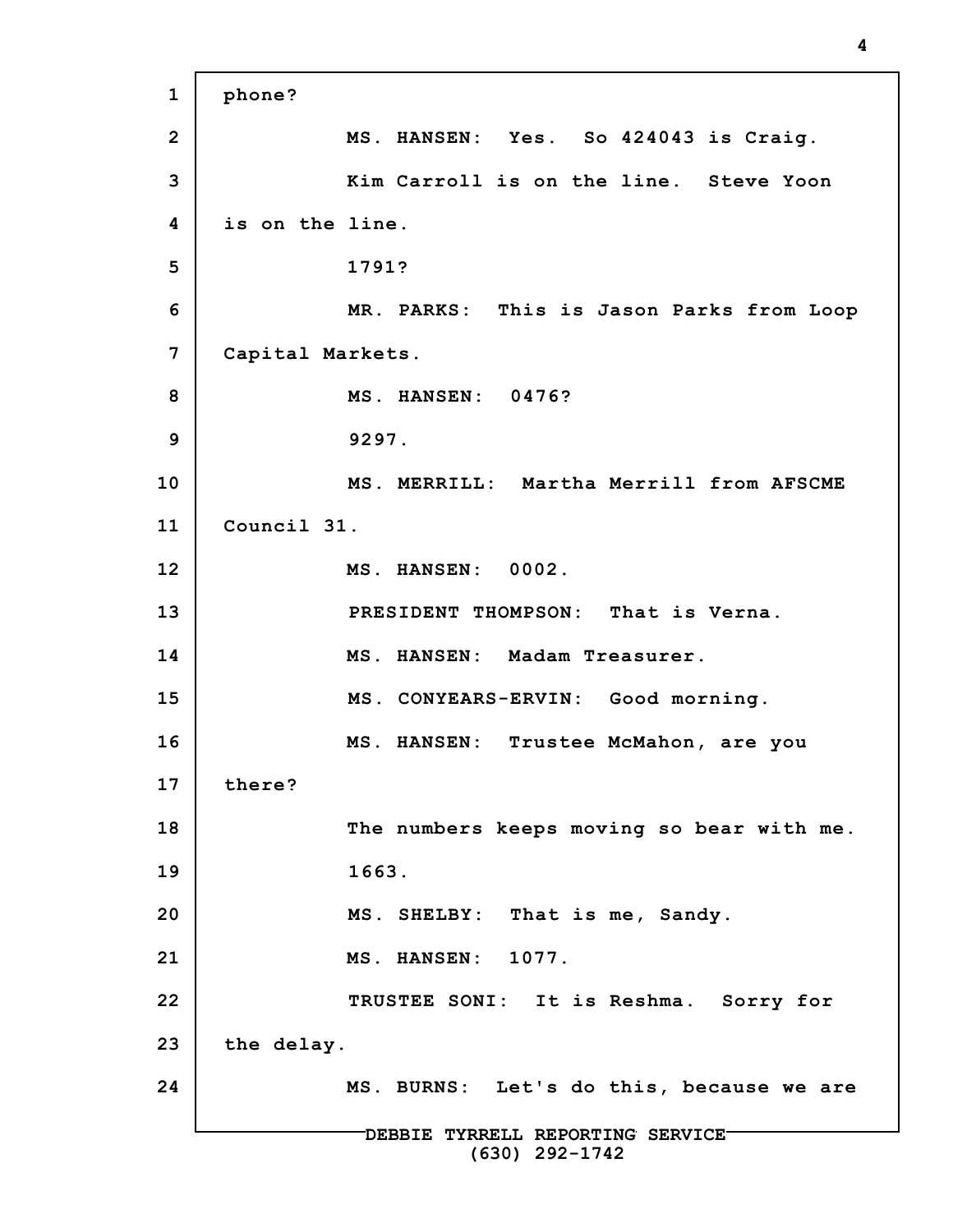1 phone?

2 MS. HANSEN: Yes. So 424043 is Craig.

3 Kim Carroll is on the line. Steve Yoon

4 is on the line.

5 1791?

6 MR. PARKS: This is Jason Parks from Loop

7 Capital Markets.

8 MS. HANSEN: 0476?

9 9297.

10 MS. MERRILL: Martha Merrill from AFSCME

11 Council 31.

12 MS. HANSEN: 0002.

13 PRESIDENT THOMPSON: That is Verna.

14 MS. HANSEN: Madam Treasurer.

15 MS. CONYEARS-ERVIN: Good morning.

16 MS. HANSEN: Trustee McMahon, are you

17 there?

18 The numbers keeps moving so bear with me.

19 1663.

20 MS. SHELBY: That is me, Sandy.

21 MS. HANSEN: 1077.

22 TRUSTEE SONI: It is Reshma. Sorry for

23 the delay.

24 MS. BURNS: Let's do this, because we are

DEBBIE TYRRELL REPORTING SERVICE
(630) 292-1742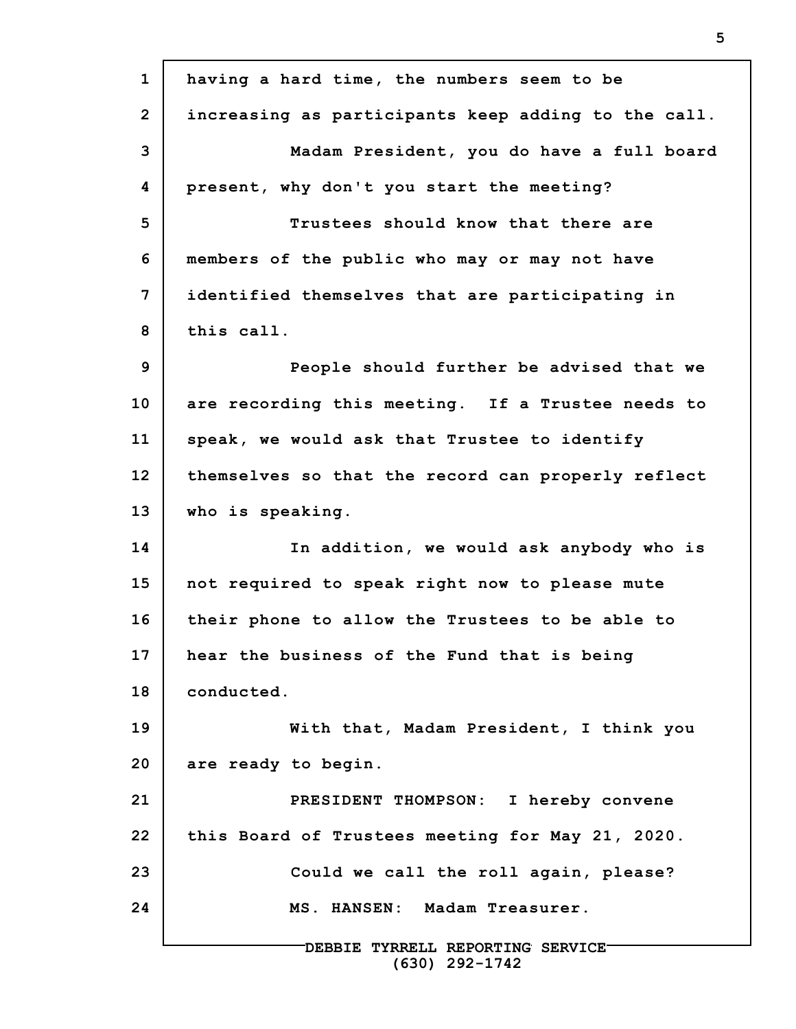having a hard time, the numbers seem to be increasing as participants keep adding to the call.

Madam President, you do have a full board present, why don't you start the meeting?

Trustees should know that there are members of the public who may or may not have identified themselves that are participating in this call.

People should further be advised that we are recording this meeting. If a Trustee needs to speak, we would ask that Trustee to identify themselves so that the record can properly reflect who is speaking.

In addition, we would ask anybody who is not required to speak right now to please mute their phone to allow the Trustees to be able to hear the business of the Fund that is being conducted.

With that, Madam President, I think you are ready to begin.

PRESIDENT THOMPSON: I hereby convene this Board of Trustees meeting for May 21, 2020.

Could we call the roll again, please?

MS. HANSEN: Madam Treasurer.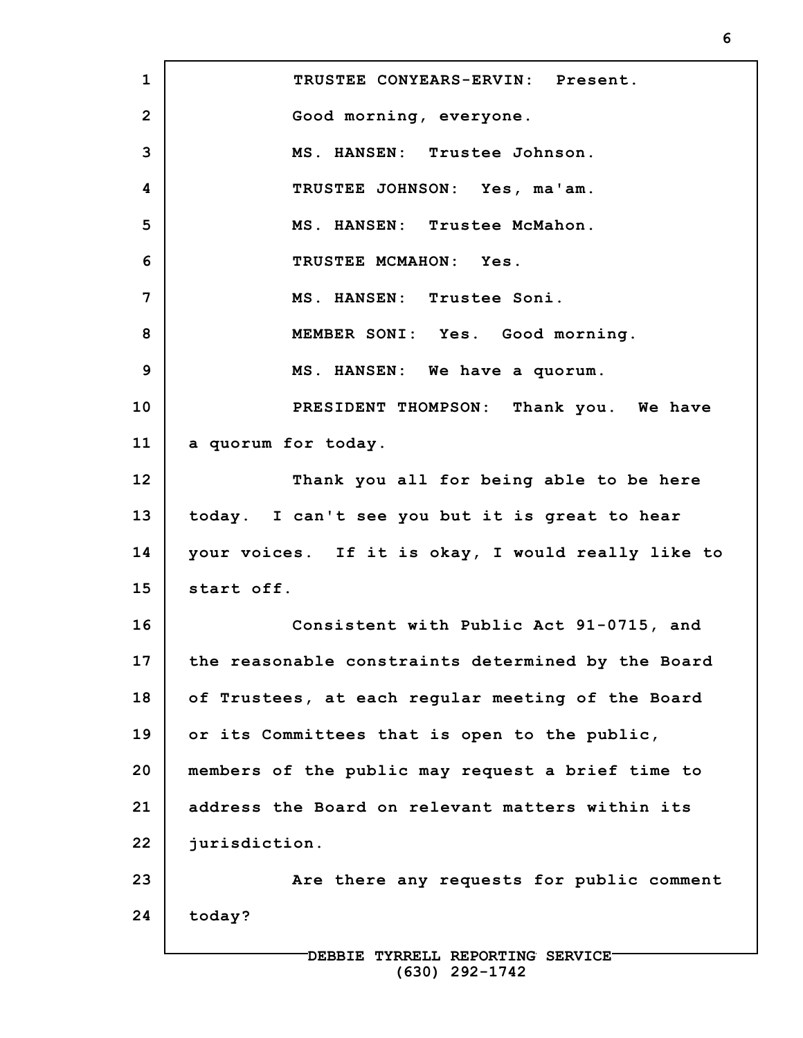TRUSTEE CONYEARS-ERVIN: Present.

Good morning, everyone.

MS. HANSEN: Trustee Johnson.

TRUSTEE JOHNSON: Yes, ma'am.

MS. HANSEN: Trustee McMahon.

TRUSTEE MCMAHON: Yes.

MS. HANSEN: Trustee Soni.

MEMBER SONI: Yes. Good morning.

MS. HANSEN: We have a quorum.

PRESIDENT THOMPSON: Thank you. We have a quorum for today.

Thank you all for being able to be here today. I can't see you but it is great to hear your voices. If it is okay, I would really like to start off.

Consistent with Public Act 91-0715, and the reasonable constraints determined by the Board of Trustees, at each regular meeting of the Board or its Committees that is open to the public, members of the public may request a brief time to address the Board on relevant matters within its jurisdiction.

Are there any requests for public comment today?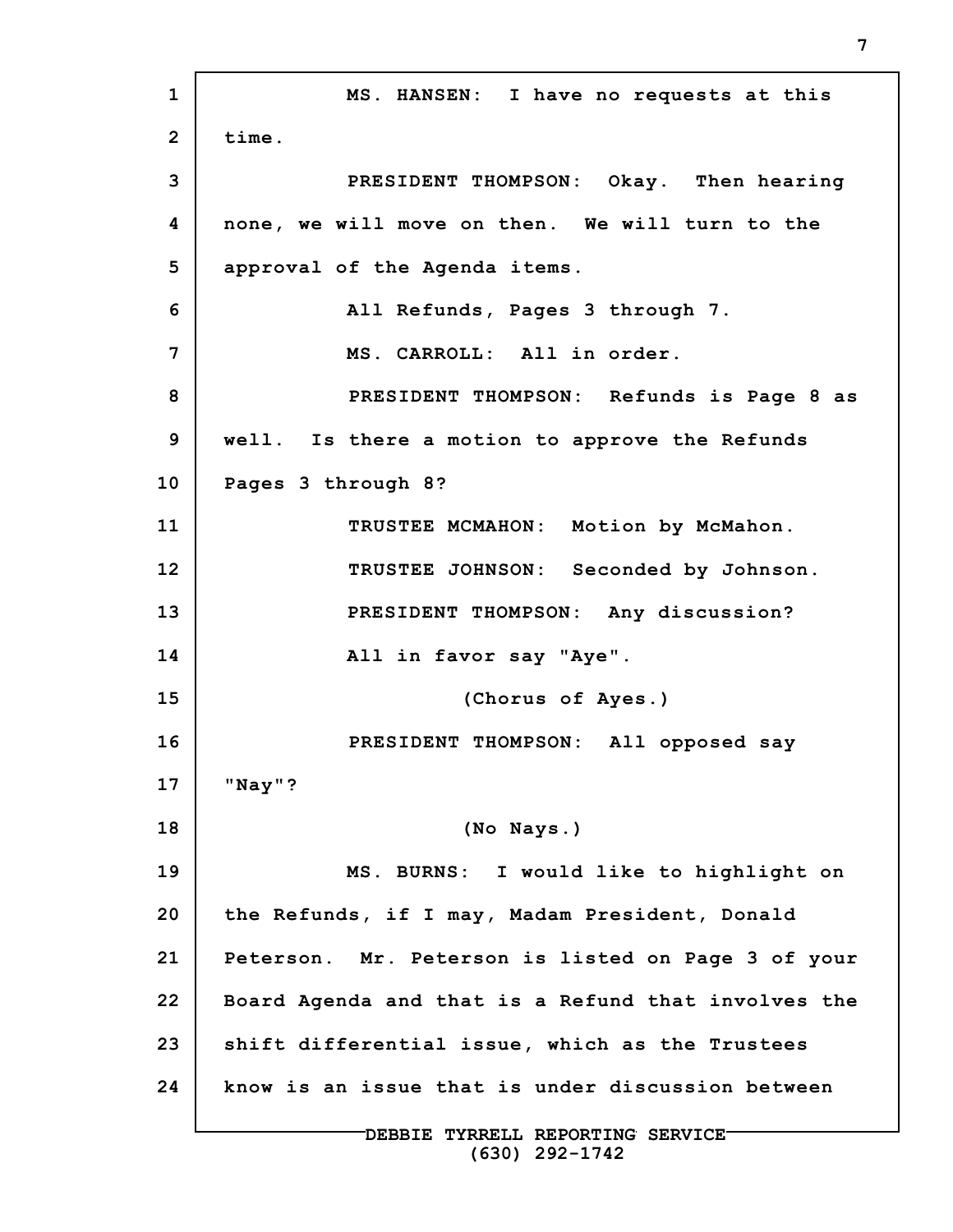MS. HANSEN: I have no requests at this time.

PRESIDENT THOMPSON: Okay. Then hearing none, we will move on then. We will turn to the approval of the Agenda items.

All Refunds, Pages 3 through 7.

MS. CARROLL: All in order.

PRESIDENT THOMPSON: Refunds is Page 8 as well. Is there a motion to approve the Refunds Pages 3 through 8?

TRUSTEE MCMAHON: Motion by McMahon.

TRUSTEE JOHNSON: Seconded by Johnson.

PRESIDENT THOMPSON: Any discussion?

All in favor say "Aye".

(Chorus of Ayes.)

PRESIDENT THOMPSON: All opposed say "Nay"?

(No Nays.)

MS. BURNS: I would like to highlight on the Refunds, if I may, Madam President, Donald Peterson. Mr. Peterson is listed on Page 3 of your Board Agenda and that is a Refund that involves the shift differential issue, which as the Trustees know is an issue that is under discussion between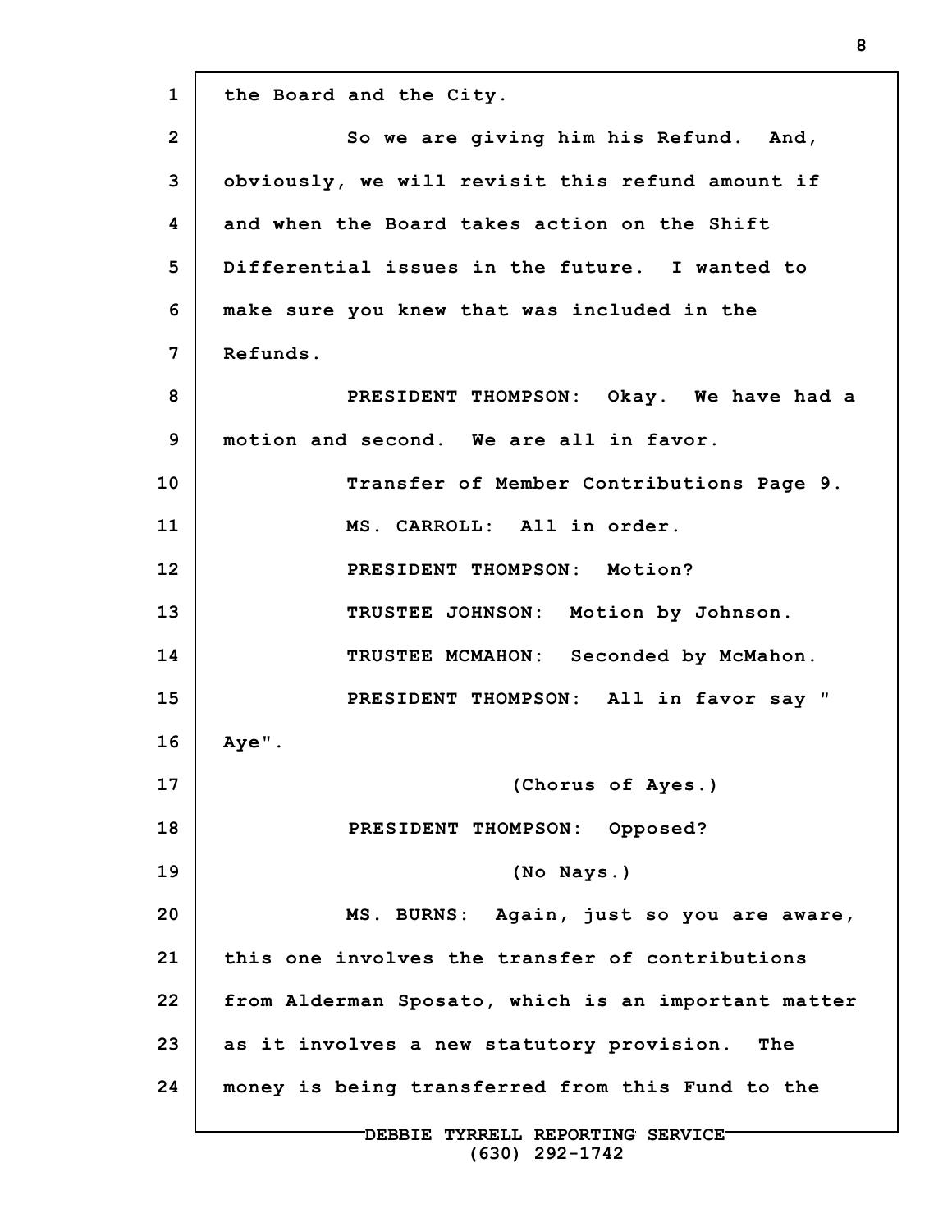the Board and the City.

So we are giving him his Refund. And, obviously, we will revisit this refund amount if and when the Board takes action on the Shift Differential issues in the future. I wanted to make sure you knew that was included in the Refunds.

PRESIDENT THOMPSON: Okay. We have had a motion and second. We are all in favor.

Transfer of Member Contributions Page 9.

MS. CARROLL: All in order.

PRESIDENT THOMPSON: Motion?

TRUSTEE JOHNSON: Motion by Johnson.

TRUSTEE MCMAHON: Seconded by McMahon.

PRESIDENT THOMPSON: All in favor say " Aye".

(Chorus of Ayes.)

PRESIDENT THOMPSON: Opposed?

(No Nays.)

MS. BURNS: Again, just so you are aware, this one involves the transfer of contributions from Alderman Sposato, which is an important matter as it involves a new statutory provision. The money is being transferred from this Fund to the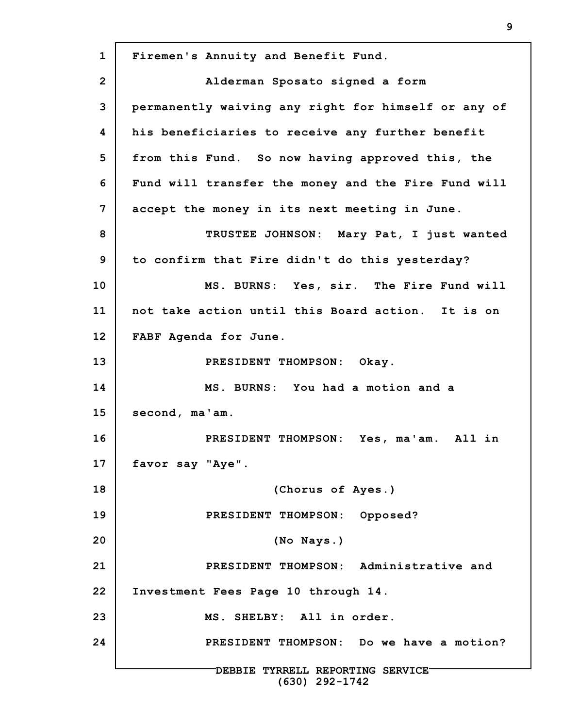Firemen's Annuity and Benefit Fund.

Alderman Sposato signed a form permanently waiving any right for himself or any of his beneficiaries to receive any further benefit from this Fund. So now having approved this, the Fund will transfer the money and the Fire Fund will accept the money in its next meeting in June.

TRUSTEE JOHNSON: Mary Pat, I just wanted to confirm that Fire didn't do this yesterday?

MS. BURNS: Yes, sir. The Fire Fund will not take action until this Board action. It is on FABF Agenda for June.

PRESIDENT THOMPSON: Okay.

MS. BURNS: You had a motion and a second, ma'am.

PRESIDENT THOMPSON: Yes, ma'am. All in favor say "Aye".

(Chorus of Ayes.)

PRESIDENT THOMPSON: Opposed?

(No Nays.)

PRESIDENT THOMPSON: Administrative and Investment Fees Page 10 through 14.

MS. SHELBY: All in order.

PRESIDENT THOMPSON: Do we have a motion?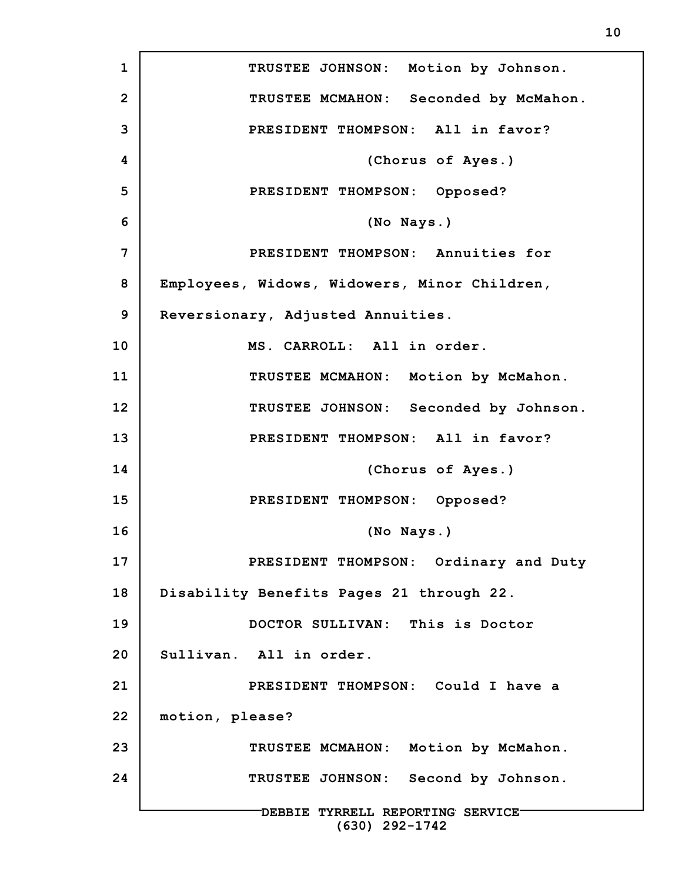TRUSTEE JOHNSON: Motion by Johnson.

TRUSTEE MCMAHON: Seconded by McMahon.

PRESIDENT THOMPSON: All in favor?

(Chorus of Ayes.)

PRESIDENT THOMPSON: Opposed?

(No Nays.)

PRESIDENT THOMPSON: Annuities for Employees, Widows, Widowers, Minor Children, Reversionary, Adjusted Annuities.

MS. CARROLL: All in order.

TRUSTEE MCMAHON: Motion by McMahon.

TRUSTEE JOHNSON: Seconded by Johnson.

PRESIDENT THOMPSON: All in favor?

(Chorus of Ayes.)

PRESIDENT THOMPSON: Opposed?

(No Nays.)

PRESIDENT THOMPSON: Ordinary and Duty Disability Benefits Pages 21 through 22.

DOCTOR SULLIVAN: This is Doctor Sullivan. All in order.

PRESIDENT THOMPSON: Could I have a motion, please?

TRUSTEE MCMAHON: Motion by McMahon.

TRUSTEE JOHNSON: Second by Johnson.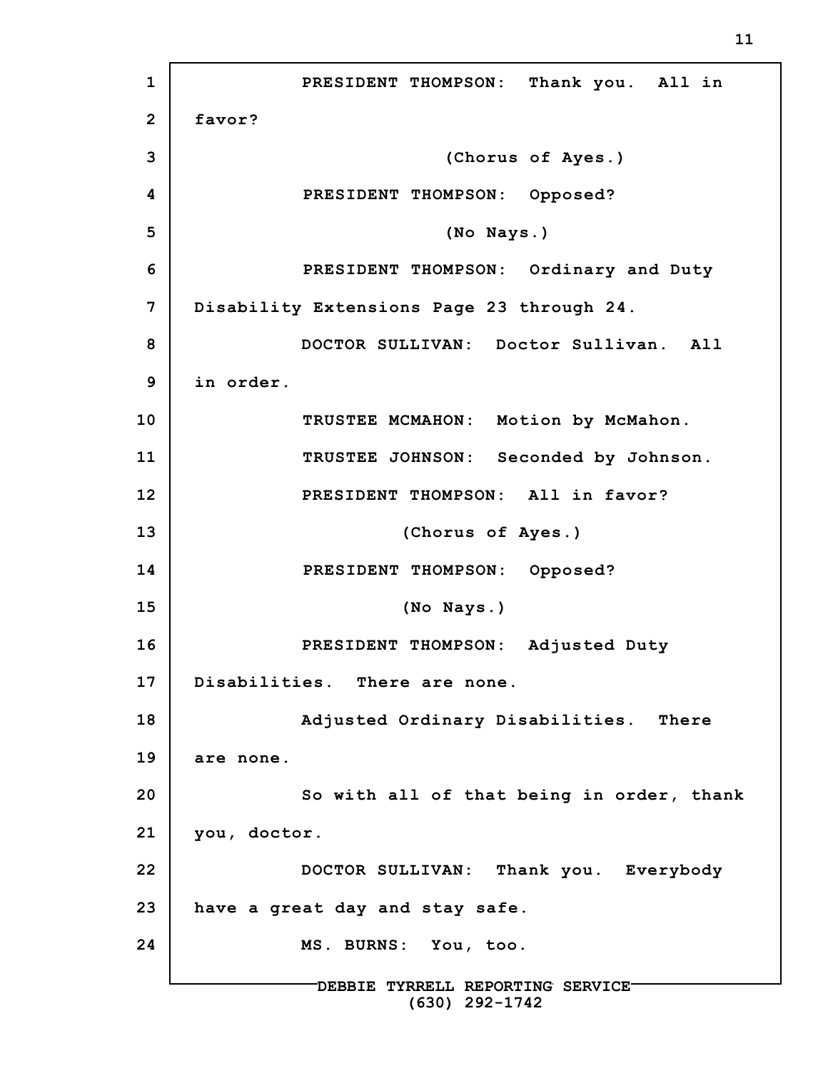PRESIDENT THOMPSON: Thank you. All in favor?

(Chorus of Ayes.)

PRESIDENT THOMPSON: Opposed?

(No Nays.)

PRESIDENT THOMPSON: Ordinary and Duty Disability Extensions Page 23 through 24.

DOCTOR SULLIVAN: Doctor Sullivan. All in order.

TRUSTEE MCMAHON: Motion by McMahon.

TRUSTEE JOHNSON: Seconded by Johnson.

PRESIDENT THOMPSON: All in favor?

(Chorus of Ayes.)

PRESIDENT THOMPSON: Opposed?

(No Nays.)

PRESIDENT THOMPSON: Adjusted Duty Disabilities. There are none.

Adjusted Ordinary Disabilities. There are none.

So with all of that being in order, thank you, doctor.

DOCTOR SULLIVAN: Thank you. Everybody have a great day and stay safe.

MS. BURNS: You, too.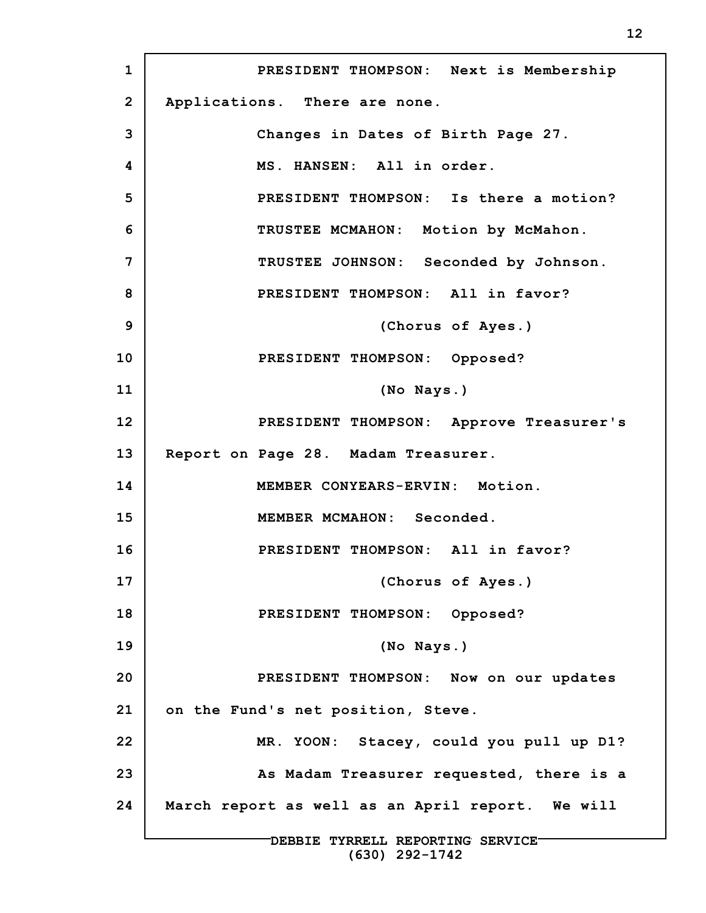PRESIDENT THOMPSON: Next is Membership Applications. There are none.

Changes in Dates of Birth Page 27.

MS. HANSEN: All in order.

PRESIDENT THOMPSON: Is there a motion?

TRUSTEE MCMAHON: Motion by McMahon.

TRUSTEE JOHNSON: Seconded by Johnson.

PRESIDENT THOMPSON: All in favor?

(Chorus of Ayes.)

PRESIDENT THOMPSON: Opposed?

(No Nays.)

PRESIDENT THOMPSON: Approve Treasurer's Report on Page 28. Madam Treasurer.

MEMBER CONYEARS-ERVIN: Motion.

MEMBER MCMAHON: Seconded.

PRESIDENT THOMPSON: All in favor?

(Chorus of Ayes.)

PRESIDENT THOMPSON: Opposed?

(No Nays.)

PRESIDENT THOMPSON: Now on our updates on the Fund's net position, Steve.

MR. YOON: Stacey, could you pull up D1?

As Madam Treasurer requested, there is a March report as well as an April report. We will

DEBBIE TYRRELL REPORTING SERVICE
(630) 292-1742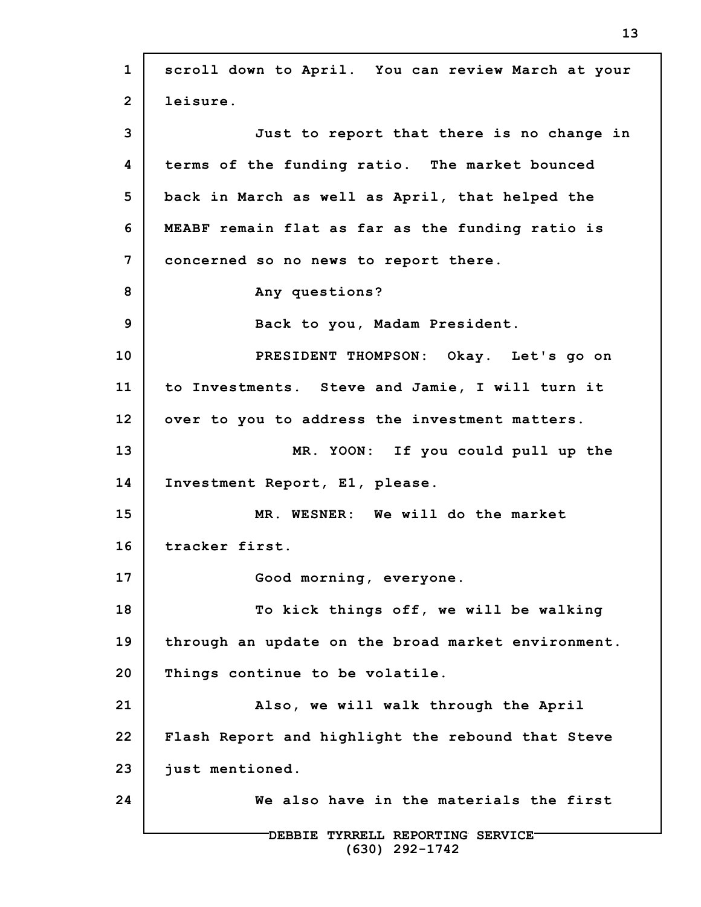scroll down to April. You can review March at your leisure.

Just to report that there is no change in terms of the funding ratio. The market bounced back in March as well as April, that helped the MEABF remain flat as far as the funding ratio is concerned so no news to report there.

Any questions?

Back to you, Madam President.

PRESIDENT THOMPSON: Okay. Let's go on to Investments. Steve and Jamie, I will turn it over to you to address the investment matters.

MR. YOON: If you could pull up the Investment Report, E1, please.

MR. WESNER: We will do the market tracker first.

Good morning, everyone.

To kick things off, we will be walking through an update on the broad market environment. Things continue to be volatile.

Also, we will walk through the April Flash Report and highlight the rebound that Steve just mentioned.

We also have in the materials the first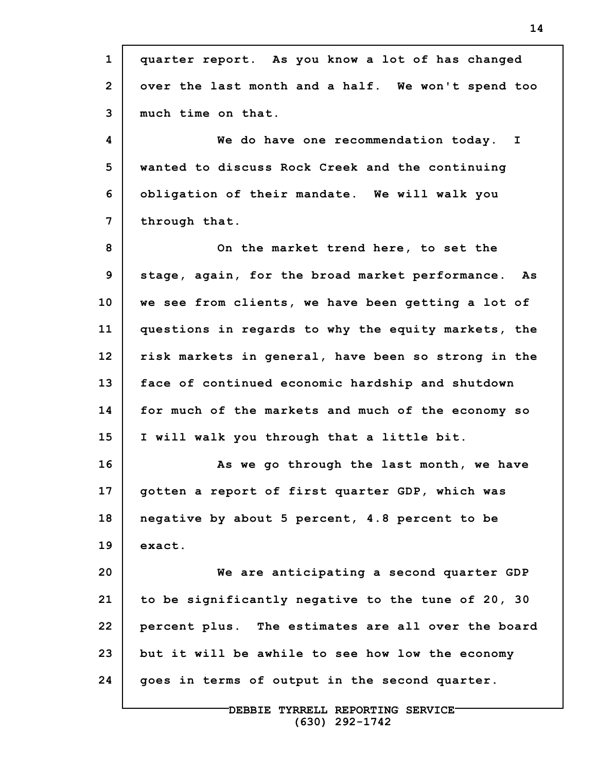quarter report. As you know a lot of has changed over the last month and a half. We won't spend too much time on that.

We do have one recommendation today. I wanted to discuss Rock Creek and the continuing obligation of their mandate. We will walk you through that.

On the market trend here, to set the stage, again, for the broad market performance. As we see from clients, we have been getting a lot of questions in regards to why the equity markets, the risk markets in general, have been so strong in the face of continued economic hardship and shutdown for much of the markets and much of the economy so I will walk you through that a little bit.

As we go through the last month, we have gotten a report of first quarter GDP, which was negative by about 5 percent, 4.8 percent to be exact.

We are anticipating a second quarter GDP to be significantly negative to the tune of 20, 30 percent plus. The estimates are all over the board but it will be awhile to see how low the economy goes in terms of output in the second quarter.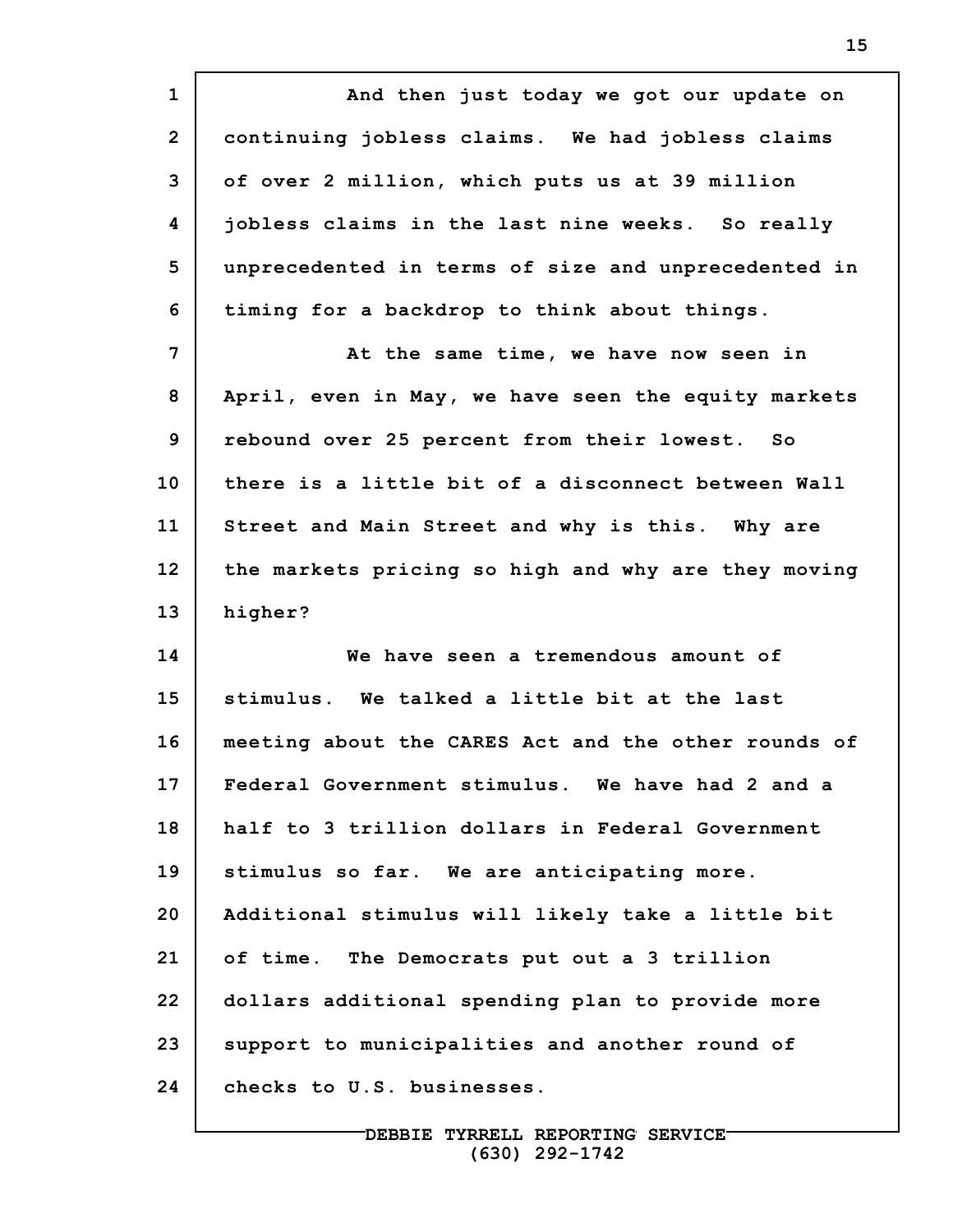And then just today we got our update on continuing jobless claims. We had jobless claims of over 2 million, which puts us at 39 million jobless claims in the last nine weeks. So really unprecedented in terms of size and unprecedented in timing for a backdrop to think about things.

At the same time, we have now seen in April, even in May, we have seen the equity markets rebound over 25 percent from their lowest. So there is a little bit of a disconnect between Wall Street and Main Street and why is this. Why are the markets pricing so high and why are they moving higher?

We have seen a tremendous amount of stimulus. We talked a little bit at the last meeting about the CARES Act and the other rounds of Federal Government stimulus. We have had 2 and a half to 3 trillion dollars in Federal Government stimulus so far. We are anticipating more. Additional stimulus will likely take a little bit of time. The Democrats put out a 3 trillion dollars additional spending plan to provide more support to municipalities and another round of checks to U.S. businesses.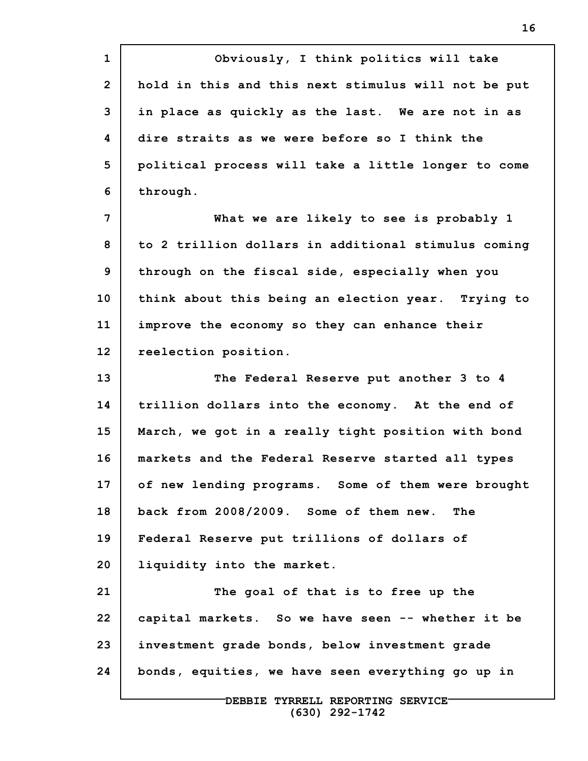Obviously, I think politics will take hold in this and this next stimulus will not be put in place as quickly as the last. We are not in as dire straits as we were before so I think the political process will take a little longer to come through.

What we are likely to see is probably 1 to 2 trillion dollars in additional stimulus coming through on the fiscal side, especially when you think about this being an election year. Trying to improve the economy so they can enhance their reelection position.

The Federal Reserve put another 3 to 4 trillion dollars into the economy. At the end of March, we got in a really tight position with bond markets and the Federal Reserve started all types of new lending programs. Some of them were brought back from 2008/2009. Some of them new. The Federal Reserve put trillions of dollars of liquidity into the market.

The goal of that is to free up the capital markets. So we have seen -- whether it be investment grade bonds, below investment grade bonds, equities, we have seen everything go up in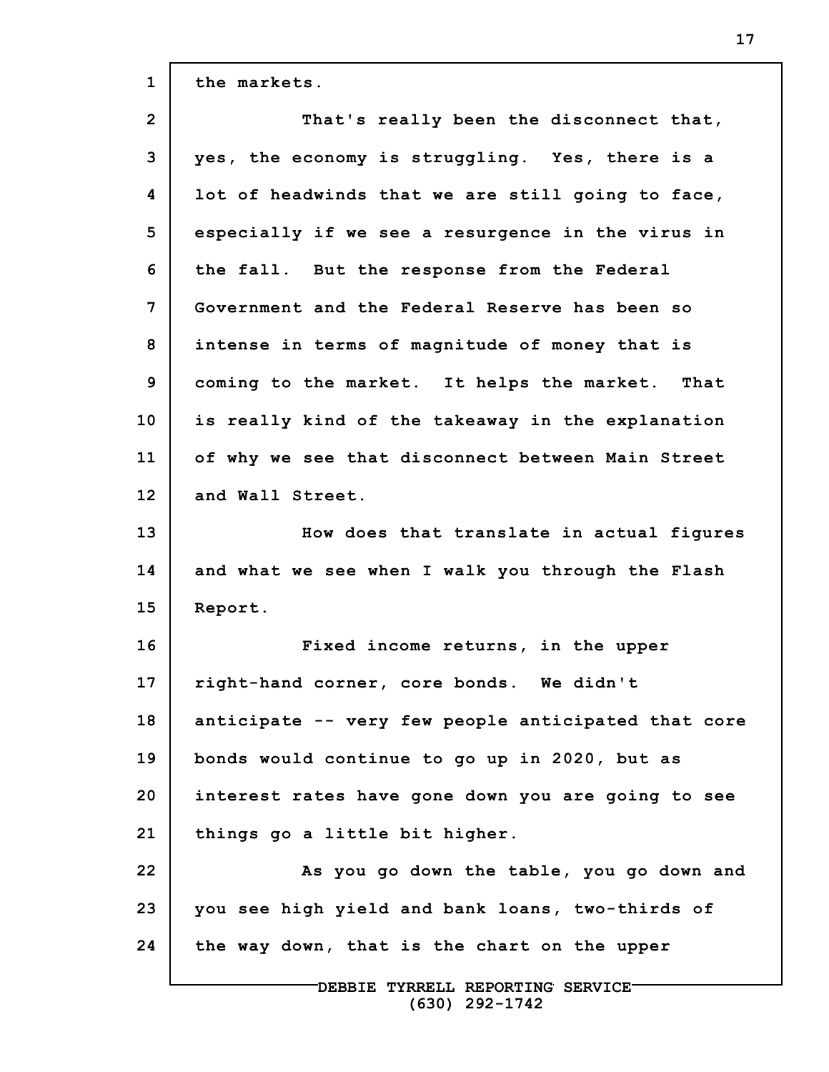the markets.

That's really been the disconnect that, yes, the economy is struggling. Yes, there is a lot of headwinds that we are still going to face, especially if we see a resurgence in the virus in the fall. But the response from the Federal Government and the Federal Reserve has been so intense in terms of magnitude of money that is coming to the market. It helps the market. That is really kind of the takeaway in the explanation of why we see that disconnect between Main Street and Wall Street.

How does that translate in actual figures and what we see when I walk you through the Flash Report.

Fixed income returns, in the upper right-hand corner, core bonds. We didn't anticipate -- very few people anticipated that core bonds would continue to go up in 2020, but as interest rates have gone down you are going to see things go a little bit higher.

As you go down the table, you go down and you see high yield and bank loans, two-thirds of the way down, that is the chart on the upper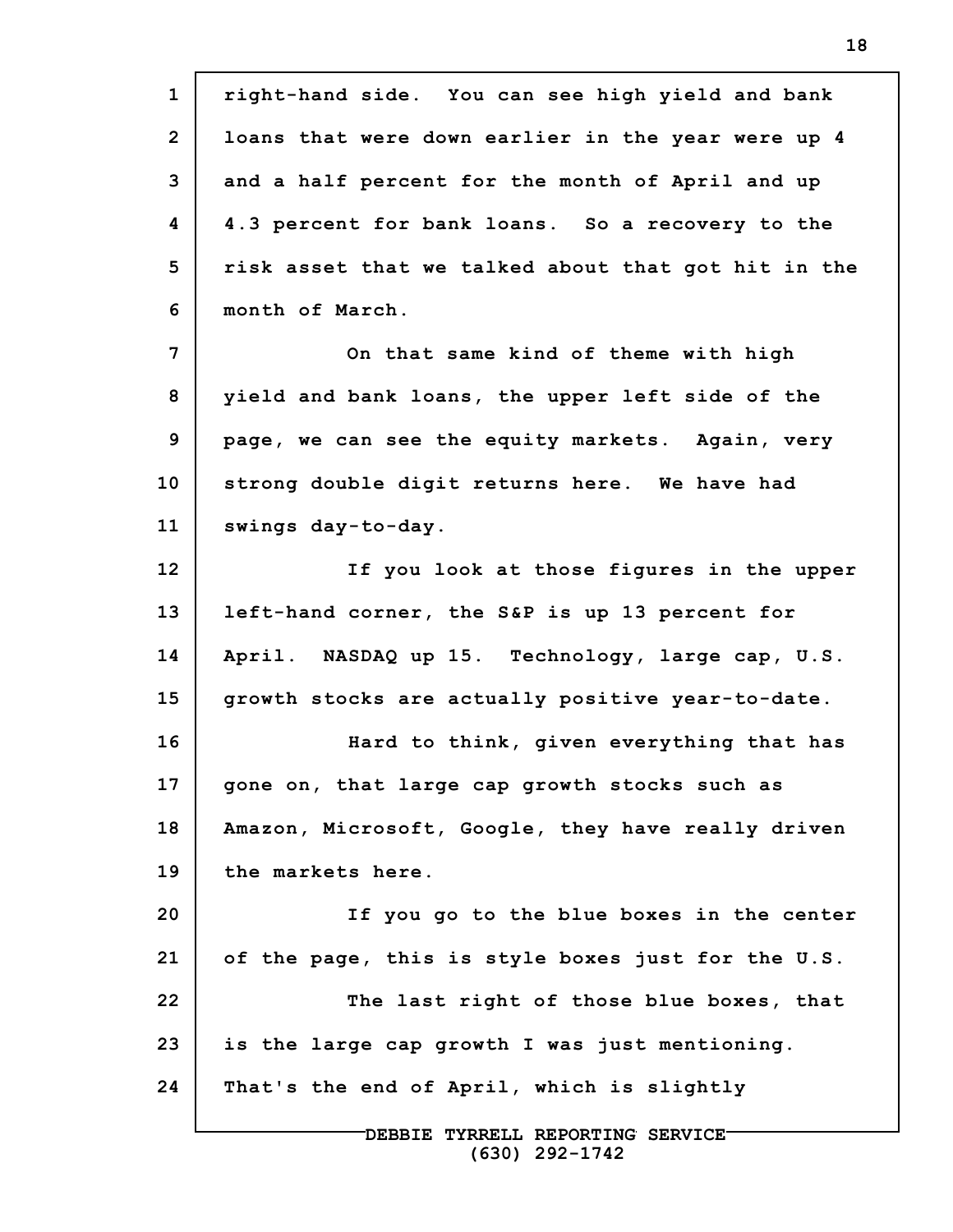right-hand side. You can see high yield and bank loans that were down earlier in the year were up 4 and a half percent for the month of April and up 4.3 percent for bank loans. So a recovery to the risk asset that we talked about that got hit in the month of March.

On that same kind of theme with high yield and bank loans, the upper left side of the page, we can see the equity markets. Again, very strong double digit returns here. We have had swings day-to-day.

If you look at those figures in the upper left-hand corner, the S&P is up 13 percent for April. NASDAQ up 15. Technology, large cap, U.S. growth stocks are actually positive year-to-date.

Hard to think, given everything that has gone on, that large cap growth stocks such as Amazon, Microsoft, Google, they have really driven the markets here.

If you go to the blue boxes in the center of the page, this is style boxes just for the U.S.

The last right of those blue boxes, that is the large cap growth I was just mentioning. That's the end of April, which is slightly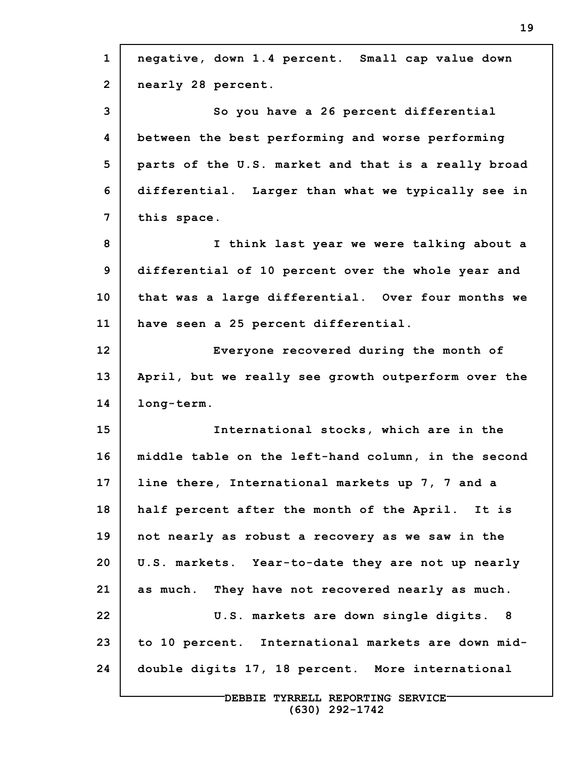negative, down 1.4 percent. Small cap value down nearly 28 percent.

So you have a 26 percent differential between the best performing and worse performing parts of the U.S. market and that is a really broad differential. Larger than what we typically see in this space.

I think last year we were talking about a differential of 10 percent over the whole year and that was a large differential. Over four months we have seen a 25 percent differential.

Everyone recovered during the month of April, but we really see growth outperform over the long-term.

International stocks, which are in the middle table on the left-hand column, in the second line there, International markets up 7, 7 and a half percent after the month of the April. It is not nearly as robust a recovery as we saw in the U.S. markets. Year-to-date they are not up nearly as much. They have not recovered nearly as much.

U.S. markets are down single digits. 8 to 10 percent. International markets are down mid-double digits 17, 18 percent. More international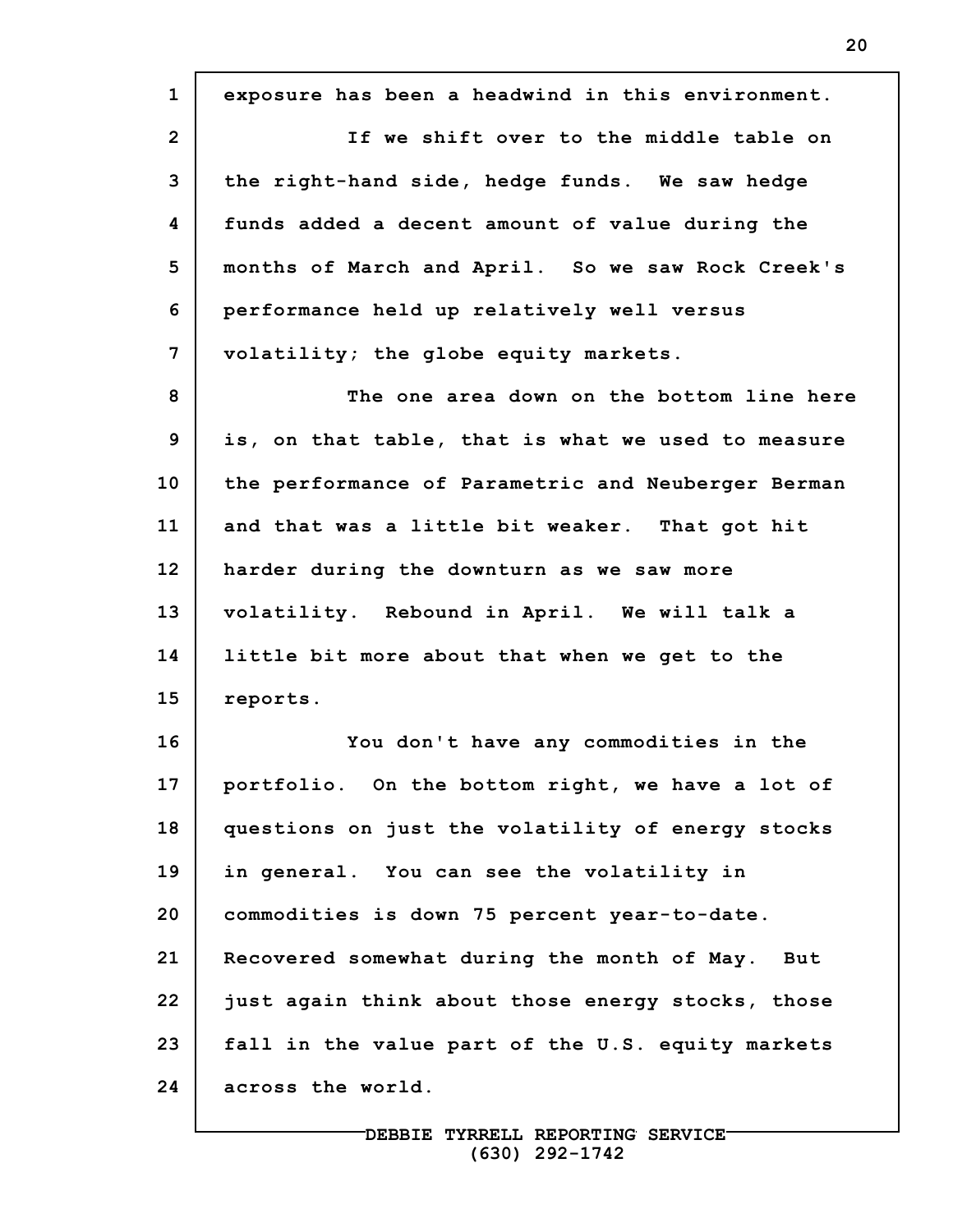exposure has been a headwind in this environment.

If we shift over to the middle table on the right-hand side, hedge funds. We saw hedge funds added a decent amount of value during the months of March and April. So we saw Rock Creek's performance held up relatively well versus volatility; the globe equity markets.

The one area down on the bottom line here is, on that table, that is what we used to measure the performance of Parametric and Neuberger Berman and that was a little bit weaker. That got hit harder during the downturn as we saw more volatility. Rebound in April. We will talk a little bit more about that when we get to the reports.

You don't have any commodities in the portfolio. On the bottom right, we have a lot of questions on just the volatility of energy stocks in general. You can see the volatility in commodities is down 75 percent year-to-date. Recovered somewhat during the month of May. But just again think about those energy stocks, those fall in the value part of the U.S. equity markets across the world.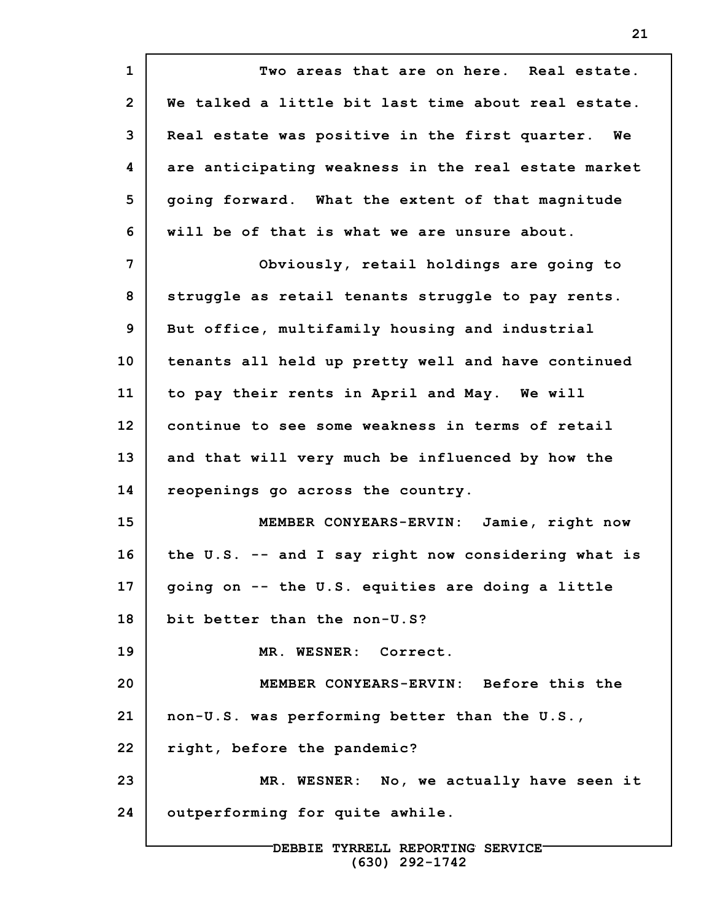Two areas that are on here. Real estate. We talked a little bit last time about real estate. Real estate was positive in the first quarter. We are anticipating weakness in the real estate market going forward. What the extent of that magnitude will be of that is what we are unsure about.

Obviously, retail holdings are going to struggle as retail tenants struggle to pay rents. But office, multifamily housing and industrial tenants all held up pretty well and have continued to pay their rents in April and May. We will continue to see some weakness in terms of retail and that will very much be influenced by how the reopenings go across the country.

MEMBER CONYEARS-ERVIN: Jamie, right now the U.S. -- and I say right now considering what is going on -- the U.S. equities are doing a little bit better than the non-U.S?

MR. WESNER: Correct.

MEMBER CONYEARS-ERVIN: Before this the non-U.S. was performing better than the U.S., right, before the pandemic?

MR. WESNER: No, we actually have seen it outperforming for quite awhile.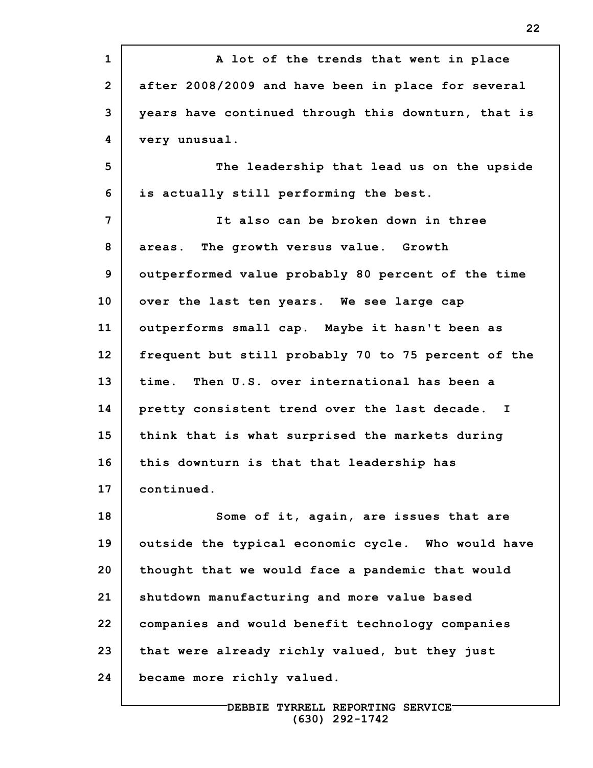A lot of the trends that went in place after 2008/2009 and have been in place for several years have continued through this downturn, that is very unusual.

The leadership that lead us on the upside is actually still performing the best.

It also can be broken down in three areas. The growth versus value. Growth outperformed value probably 80 percent of the time over the last ten years. We see large cap outperforms small cap. Maybe it hasn't been as frequent but still probably 70 to 75 percent of the time. Then U.S. over international has been a pretty consistent trend over the last decade. I think that is what surprised the markets during this downturn is that that leadership has continued.

Some of it, again, are issues that are outside the typical economic cycle. Who would have thought that we would face a pandemic that would shutdown manufacturing and more value based companies and would benefit technology companies that were already richly valued, but they just became more richly valued.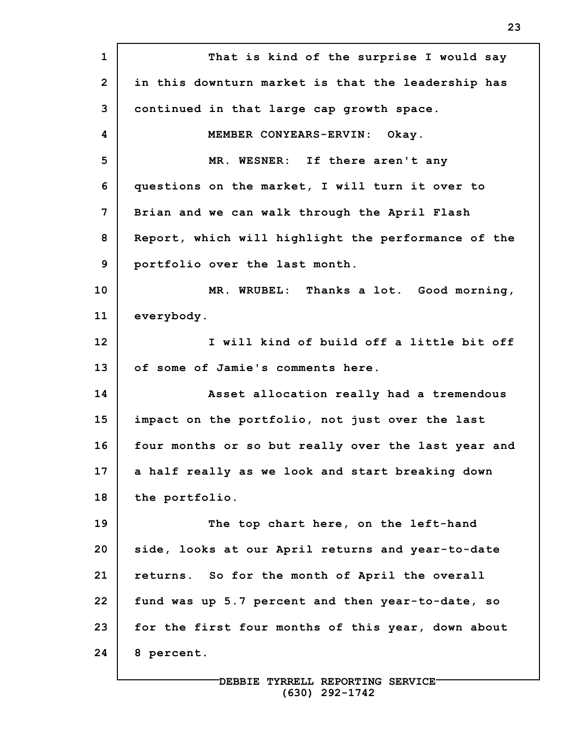That is kind of the surprise I would say in this downturn market is that the leadership has continued in that large cap growth space.

MEMBER CONYEARS-ERVIN: Okay.

MR. WESNER: If there aren't any questions on the market, I will turn it over to Brian and we can walk through the April Flash Report, which will highlight the performance of the portfolio over the last month.

MR. WRUBEL: Thanks a lot. Good morning, everybody.

I will kind of build off a little bit off of some of Jamie's comments here.

Asset allocation really had a tremendous impact on the portfolio, not just over the last four months or so but really over the last year and a half really as we look and start breaking down the portfolio.

The top chart here, on the left-hand side, looks at our April returns and year-to-date returns. So for the month of April the overall fund was up 5.7 percent and then year-to-date, so for the first four months of this year, down about 8 percent.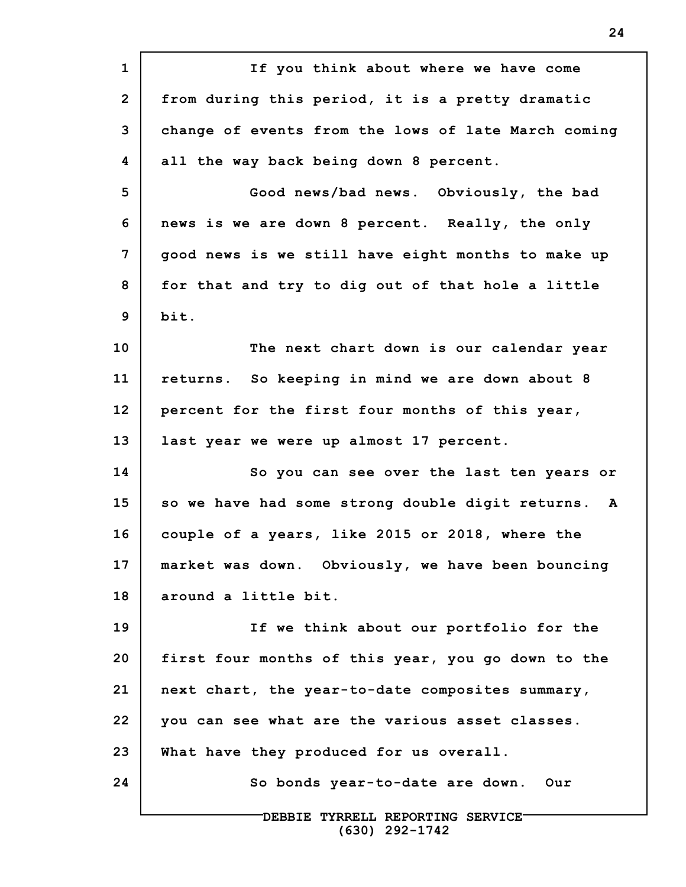If you think about where we have come from during this period, it is a pretty dramatic change of events from the lows of late March coming all the way back being down 8 percent.

Good news/bad news. Obviously, the bad news is we are down 8 percent. Really, the only good news is we still have eight months to make up for that and try to dig out of that hole a little bit.

The next chart down is our calendar year returns. So keeping in mind we are down about 8 percent for the first four months of this year, last year we were up almost 17 percent.

So you can see over the last ten years or so we have had some strong double digit returns. A couple of a years, like 2015 or 2018, where the market was down. Obviously, we have been bouncing around a little bit.

If we think about our portfolio for the first four months of this year, you go down to the next chart, the year-to-date composites summary, you can see what are the various asset classes. What have they produced for us overall.

So bonds year-to-date are down. Our

DEBBIE TYRRELL REPORTING SERVICE
(630) 292-1742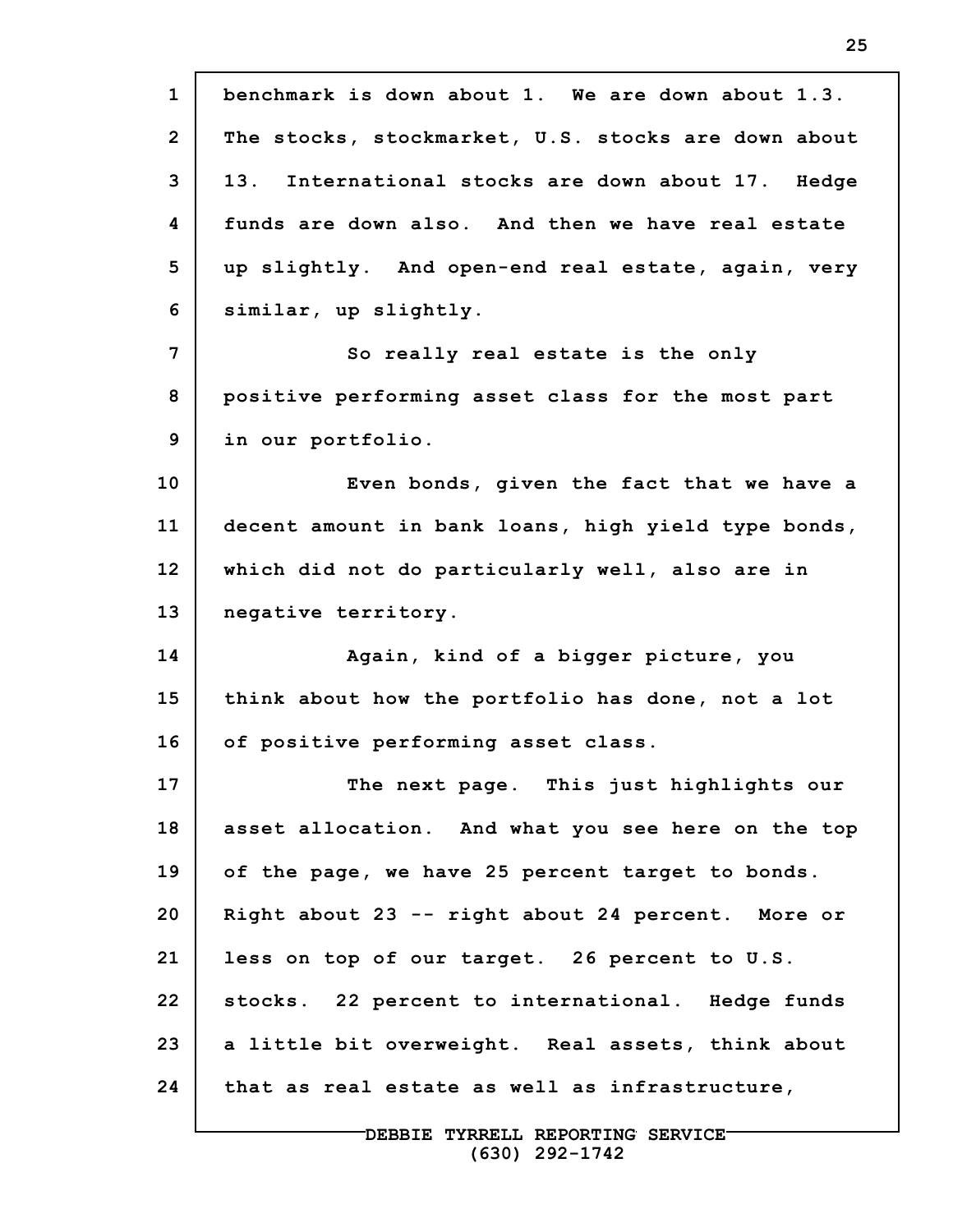benchmark is down about 1. We are down about 1.3. The stocks, stockmarket, U.S. stocks are down about 13. International stocks are down about 17. Hedge funds are down also. And then we have real estate up slightly. And open-end real estate, again, very similar, up slightly.

So really real estate is the only positive performing asset class for the most part in our portfolio.

Even bonds, given the fact that we have a decent amount in bank loans, high yield type bonds, which did not do particularly well, also are in negative territory.

Again, kind of a bigger picture, you think about how the portfolio has done, not a lot of positive performing asset class.

The next page. This just highlights our asset allocation. And what you see here on the top of the page, we have 25 percent target to bonds. Right about 23 -- right about 24 percent. More or less on top of our target. 26 percent to U.S. stocks. 22 percent to international. Hedge funds a little bit overweight. Real assets, think about that as real estate as well as infrastructure,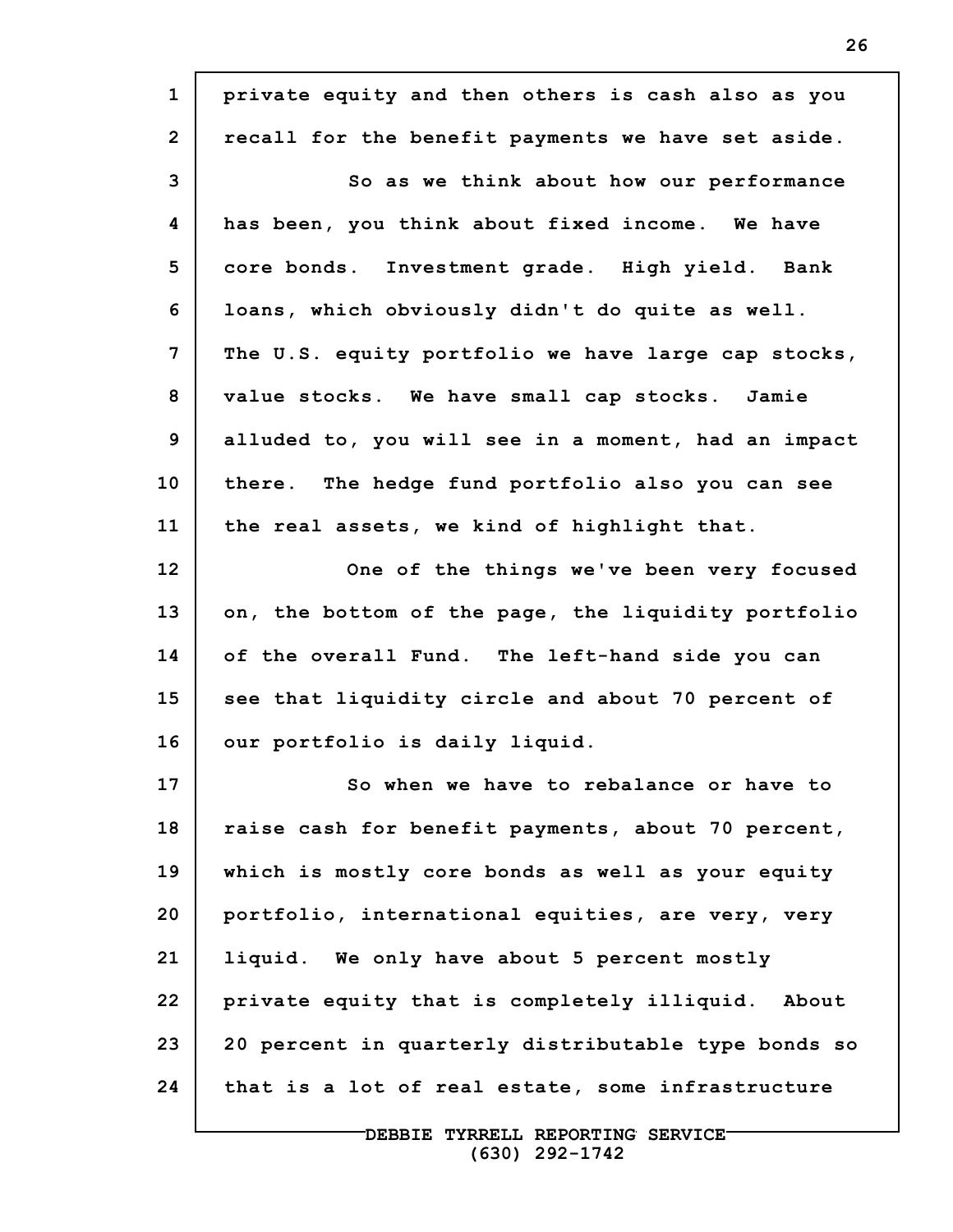private equity and then others is cash also as you recall for the benefit payments we have set aside.

So as we think about how our performance has been, you think about fixed income. We have core bonds. Investment grade. High yield. Bank loans, which obviously didn't do quite as well. The U.S. equity portfolio we have large cap stocks, value stocks. We have small cap stocks. Jamie alluded to, you will see in a moment, had an impact there. The hedge fund portfolio also you can see the real assets, we kind of highlight that.

One of the things we've been very focused on, the bottom of the page, the liquidity portfolio of the overall Fund. The left-hand side you can see that liquidity circle and about 70 percent of our portfolio is daily liquid.

So when we have to rebalance or have to raise cash for benefit payments, about 70 percent, which is mostly core bonds as well as your equity portfolio, international equities, are very, very liquid. We only have about 5 percent mostly private equity that is completely illiquid. About 20 percent in quarterly distributable type bonds so that is a lot of real estate, some infrastructure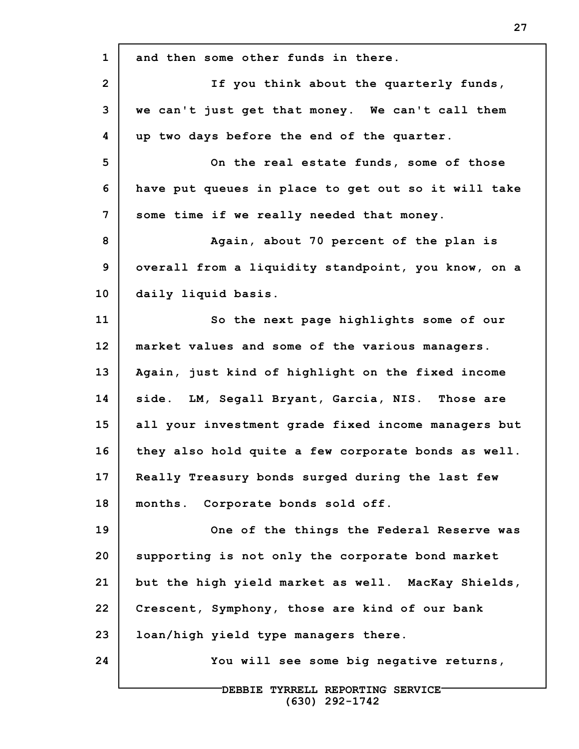and then some other funds in there.

If you think about the quarterly funds, we can't just get that money. We can't call them up two days before the end of the quarter.

On the real estate funds, some of those have put queues in place to get out so it will take some time if we really needed that money.

Again, about 70 percent of the plan is overall from a liquidity standpoint, you know, on a daily liquid basis.

So the next page highlights some of our market values and some of the various managers. Again, just kind of highlight on the fixed income side. LM, Segall Bryant, Garcia, NIS. Those are all your investment grade fixed income managers but they also hold quite a few corporate bonds as well. Really Treasury bonds surged during the last few months. Corporate bonds sold off.

One of the things the Federal Reserve was supporting is not only the corporate bond market but the high yield market as well. MacKay Shields, Crescent, Symphony, those are kind of our bank loan/high yield type managers there.

You will see some big negative returns,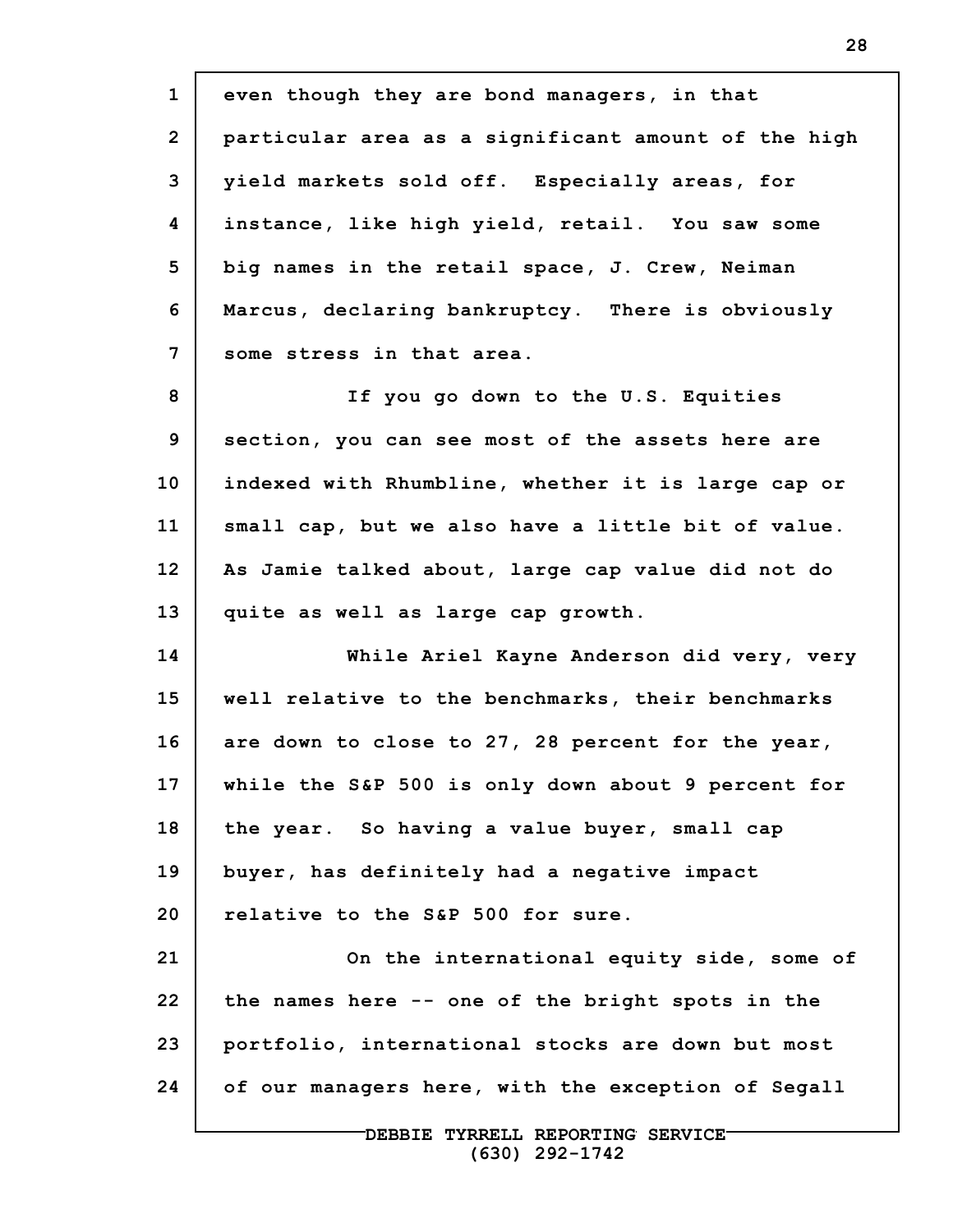even though they are bond managers, in that particular area as a significant amount of the high yield markets sold off. Especially areas, for instance, like high yield, retail. You saw some big names in the retail space, J. Crew, Neiman Marcus, declaring bankruptcy. There is obviously some stress in that area.

If you go down to the U.S. Equities section, you can see most of the assets here are indexed with Rhumbline, whether it is large cap or small cap, but we also have a little bit of value. As Jamie talked about, large cap value did not do quite as well as large cap growth.

While Ariel Kayne Anderson did very, very well relative to the benchmarks, their benchmarks are down to close to 27, 28 percent for the year, while the S&P 500 is only down about 9 percent for the year. So having a value buyer, small cap buyer, has definitely had a negative impact relative to the S&P 500 for sure.

On the international equity side, some of the names here -- one of the bright spots in the portfolio, international stocks are down but most of our managers here, with the exception of Segall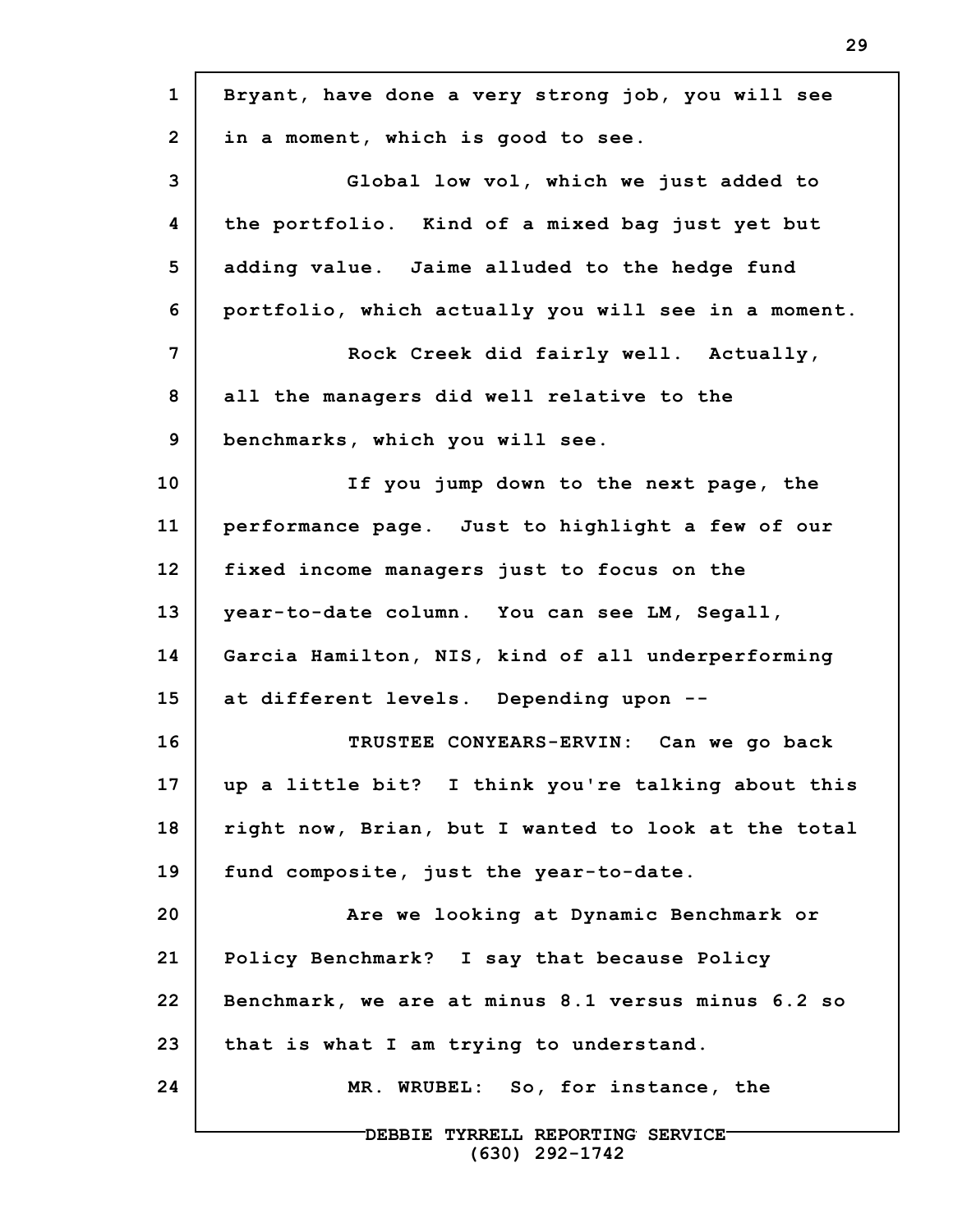Bryant, have done a very strong job, you will see in a moment, which is good to see.

Global low vol, which we just added to the portfolio. Kind of a mixed bag just yet but adding value. Jaime alluded to the hedge fund portfolio, which actually you will see in a moment.

Rock Creek did fairly well. Actually, all the managers did well relative to the benchmarks, which you will see.

If you jump down to the next page, the performance page. Just to highlight a few of our fixed income managers just to focus on the year-to-date column. You can see LM, Segall, Garcia Hamilton, NIS, kind of all underperforming at different levels. Depending upon --

TRUSTEE CONYEARS-ERVIN: Can we go back up a little bit? I think you're talking about this right now, Brian, but I wanted to look at the total fund composite, just the year-to-date.

Are we looking at Dynamic Benchmark or Policy Benchmark? I say that because Policy Benchmark, we are at minus 8.1 versus minus 6.2 so that is what I am trying to understand.

MR. WRUBEL: So, for instance, the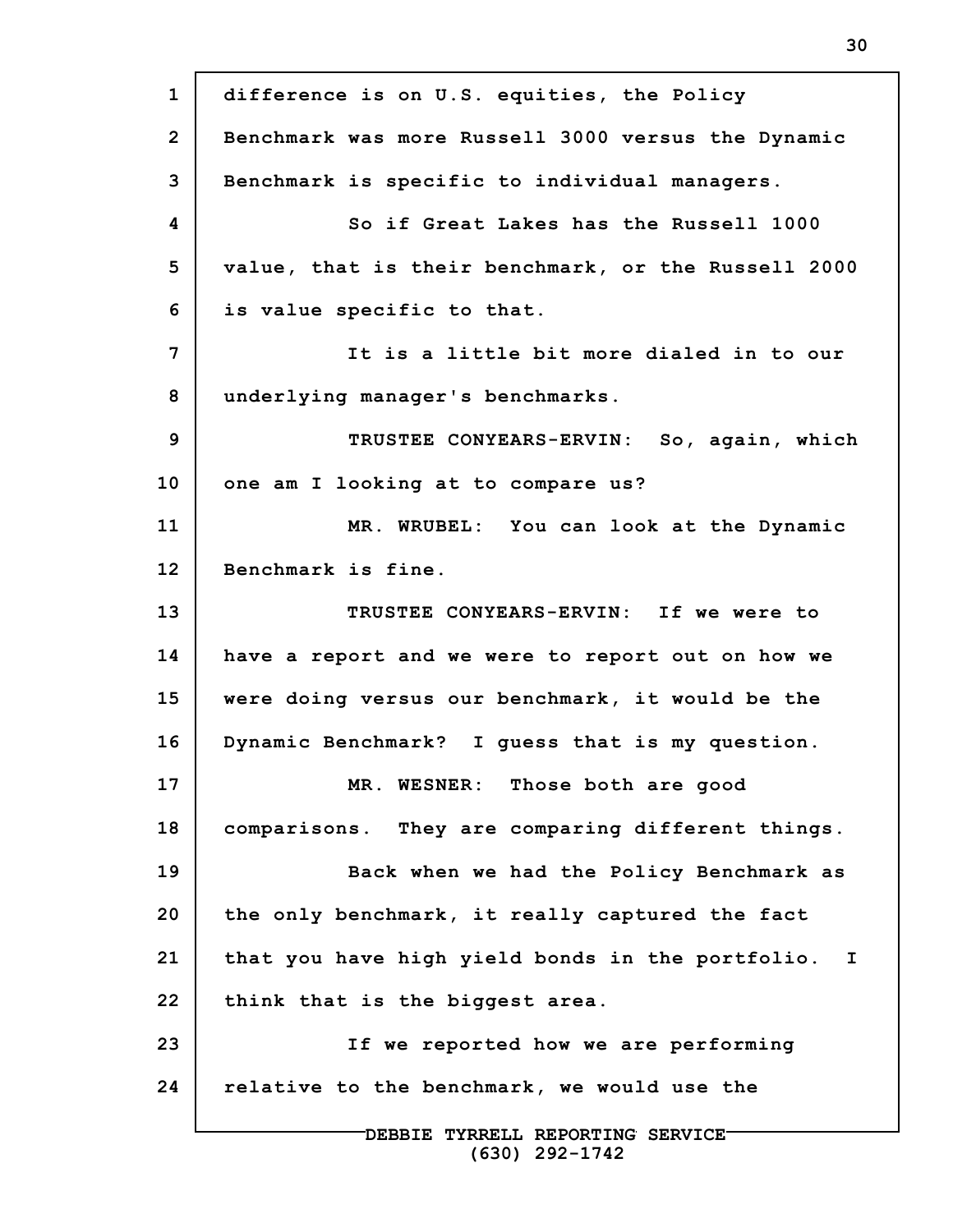difference is on U.S. equities, the Policy Benchmark was more Russell 3000 versus the Dynamic Benchmark is specific to individual managers.

So if Great Lakes has the Russell 1000 value, that is their benchmark, or the Russell 2000 is value specific to that.

It is a little bit more dialed in to our underlying manager's benchmarks.

TRUSTEE CONYEARS-ERVIN: So, again, which one am I looking at to compare us?

MR. WRUBEL: You can look at the Dynamic Benchmark is fine.

TRUSTEE CONYEARS-ERVIN: If we were to have a report and we were to report out on how we were doing versus our benchmark, it would be the Dynamic Benchmark? I guess that is my question.

MR. WESNER: Those both are good comparisons. They are comparing different things.

Back when we had the Policy Benchmark as the only benchmark, it really captured the fact that you have high yield bonds in the portfolio. I think that is the biggest area.

If we reported how we are performing relative to the benchmark, we would use the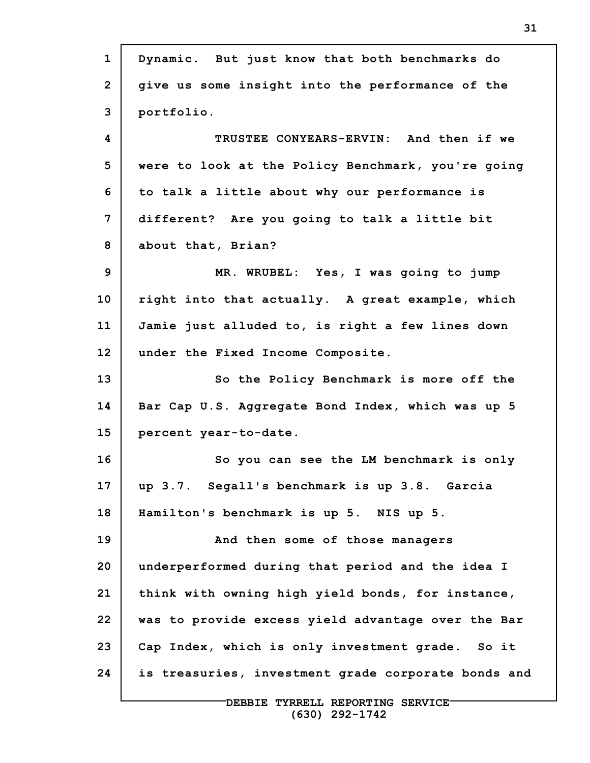Dynamic. But just know that both benchmarks do give us some insight into the performance of the portfolio.

TRUSTEE CONYEARS-ERVIN: And then if we were to look at the Policy Benchmark, you're going to talk a little about why our performance is different? Are you going to talk a little bit about that, Brian?

MR. WRUBEL: Yes, I was going to jump right into that actually. A great example, which Jamie just alluded to, is right a few lines down under the Fixed Income Composite.

So the Policy Benchmark is more off the Bar Cap U.S. Aggregate Bond Index, which was up 5 percent year-to-date.

So you can see the LM benchmark is only up 3.7. Segall's benchmark is up 3.8. Garcia Hamilton's benchmark is up 5. NIS up 5.

And then some of those managers underperformed during that period and the idea I think with owning high yield bonds, for instance, was to provide excess yield advantage over the Bar Cap Index, which is only investment grade. So it is treasuries, investment grade corporate bonds and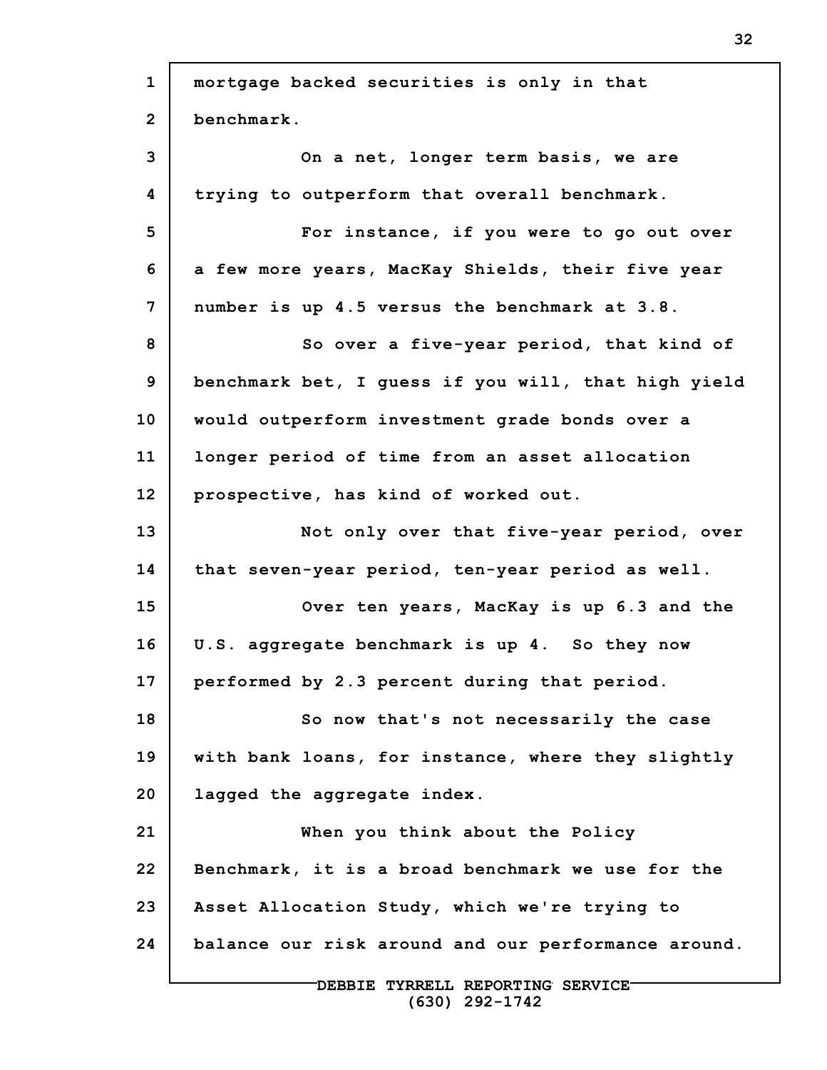mortgage backed securities is only in that benchmark.

On a net, longer term basis, we are trying to outperform that overall benchmark.

For instance, if you were to go out over a few more years, MacKay Shields, their five year number is up 4.5 versus the benchmark at 3.8.

So over a five-year period, that kind of benchmark bet, I guess if you will, that high yield would outperform investment grade bonds over a longer period of time from an asset allocation prospective, has kind of worked out.

Not only over that five-year period, over that seven-year period, ten-year period as well.

Over ten years, MacKay is up 6.3 and the U.S. aggregate benchmark is up 4. So they now performed by 2.3 percent during that period.

So now that's not necessarily the case with bank loans, for instance, where they slightly lagged the aggregate index.

When you think about the Policy Benchmark, it is a broad benchmark we use for the Asset Allocation Study, which we're trying to balance our risk around and our performance around.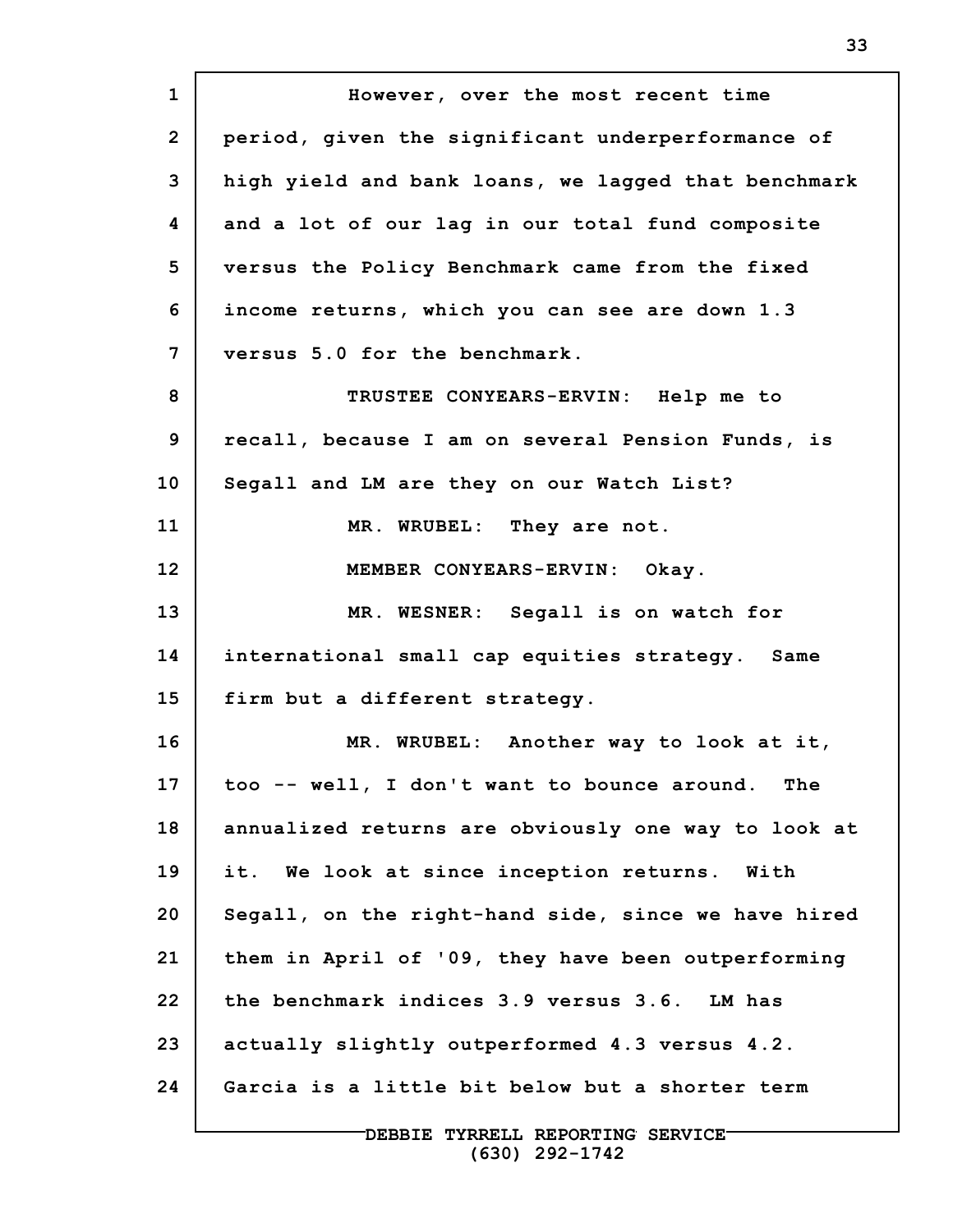However, over the most recent time period, given the significant underperformance of high yield and bank loans, we lagged that benchmark and a lot of our lag in our total fund composite versus the Policy Benchmark came from the fixed income returns, which you can see are down 1.3 versus 5.0 for the benchmark.

TRUSTEE CONYEARS-ERVIN: Help me to recall, because I am on several Pension Funds, is Segall and LM are they on our Watch List?

MR. WRUBEL: They are not.

MEMBER CONYEARS-ERVIN: Okay.

MR. WESNER: Segall is on watch for international small cap equities strategy. Same firm but a different strategy.

MR. WRUBEL: Another way to look at it, too -- well, I don't want to bounce around. The annualized returns are obviously one way to look at it. We look at since inception returns. With Segall, on the right-hand side, since we have hired them in April of '09, they have been outperforming the benchmark indices 3.9 versus 3.6. LM has actually slightly outperformed 4.3 versus 4.2. Garcia is a little bit below but a shorter term

DEBBIE TYRRELL REPORTING SERVICE
(630) 292-1742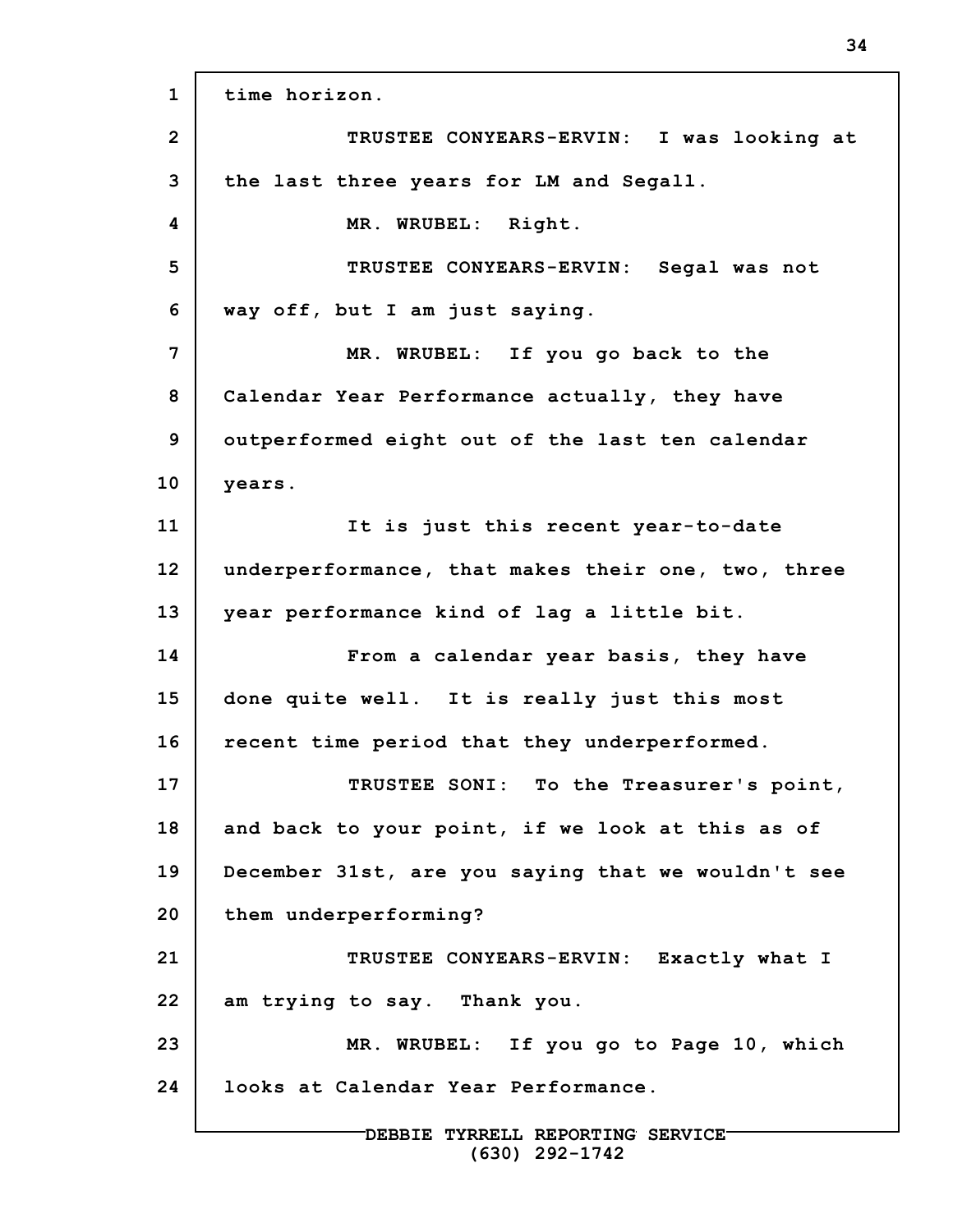time horizon.

TRUSTEE CONYEARS-ERVIN: I was looking at the last three years for LM and Segall.

MR. WRUBEL: Right.

TRUSTEE CONYEARS-ERVIN: Segal was not way off, but I am just saying.

MR. WRUBEL: If you go back to the Calendar Year Performance actually, they have outperformed eight out of the last ten calendar years.

It is just this recent year-to-date underperformance, that makes their one, two, three year performance kind of lag a little bit.

From a calendar year basis, they have done quite well. It is really just this most recent time period that they underperformed.

TRUSTEE SONI: To the Treasurer's point, and back to your point, if we look at this as of December 31st, are you saying that we wouldn't see them underperforming?

TRUSTEE CONYEARS-ERVIN: Exactly what I am trying to say. Thank you.

MR. WRUBEL: If you go to Page 10, which looks at Calendar Year Performance.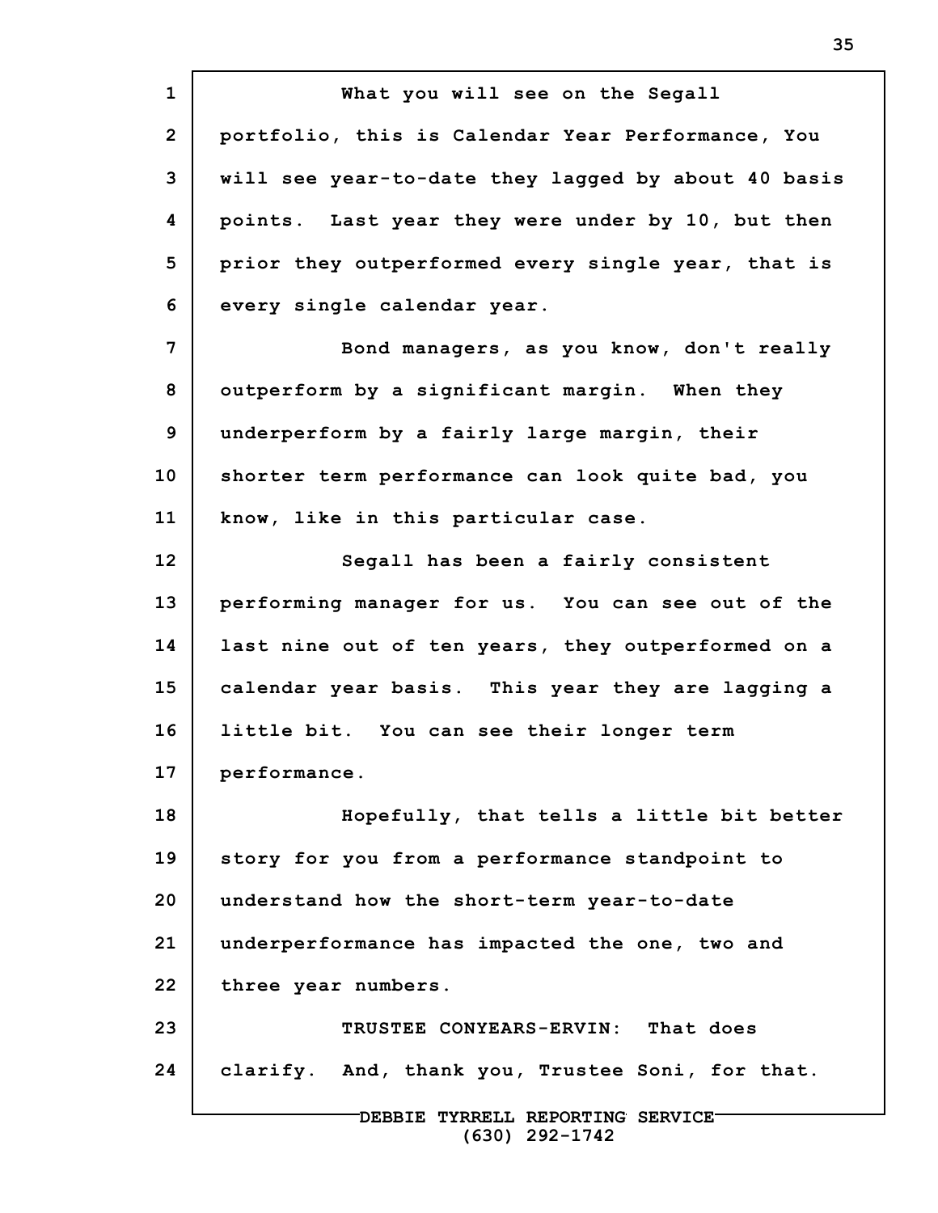What you will see on the Segall portfolio, this is Calendar Year Performance, You will see year-to-date they lagged by about 40 basis points. Last year they were under by 10, but then prior they outperformed every single year, that is every single calendar year.

Bond managers, as you know, don't really outperform by a significant margin. When they underperform by a fairly large margin, their shorter term performance can look quite bad, you know, like in this particular case.

Segall has been a fairly consistent performing manager for us. You can see out of the last nine out of ten years, they outperformed on a calendar year basis. This year they are lagging a little bit. You can see their longer term performance.

Hopefully, that tells a little bit better story for you from a performance standpoint to understand how the short-term year-to-date underperformance has impacted the one, two and three year numbers.

TRUSTEE CONYEARS-ERVIN: That does clarify. And, thank you, Trustee Soni, for that.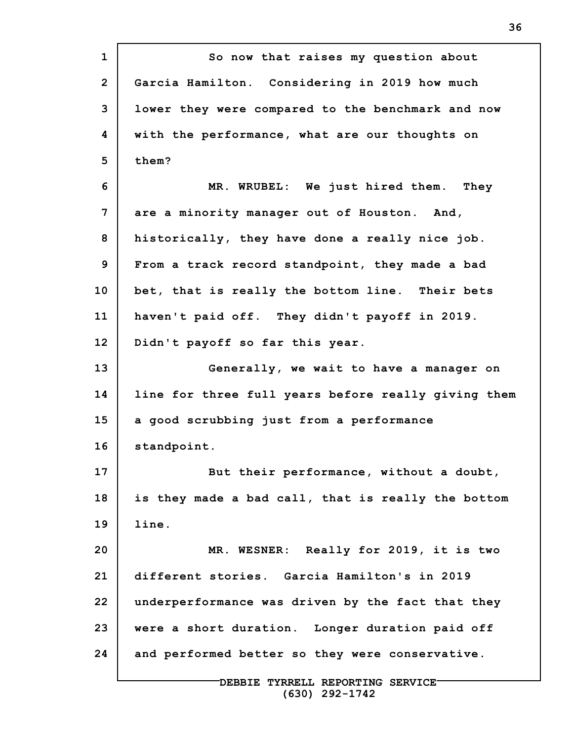So now that raises my question about Garcia Hamilton. Considering in 2019 how much lower they were compared to the benchmark and now with the performance, what are our thoughts on them?

MR. WRUBEL: We just hired them. They are a minority manager out of Houston. And, historically, they have done a really nice job. From a track record standpoint, they made a bad bet, that is really the bottom line. Their bets haven't paid off. They didn't payoff in 2019. Didn't payoff so far this year.

Generally, we wait to have a manager on line for three full years before really giving them a good scrubbing just from a performance standpoint.

But their performance, without a doubt, is they made a bad call, that is really the bottom line.

MR. WESNER: Really for 2019, it is two different stories. Garcia Hamilton's in 2019 underperformance was driven by the fact that they were a short duration. Longer duration paid off and performed better so they were conservative.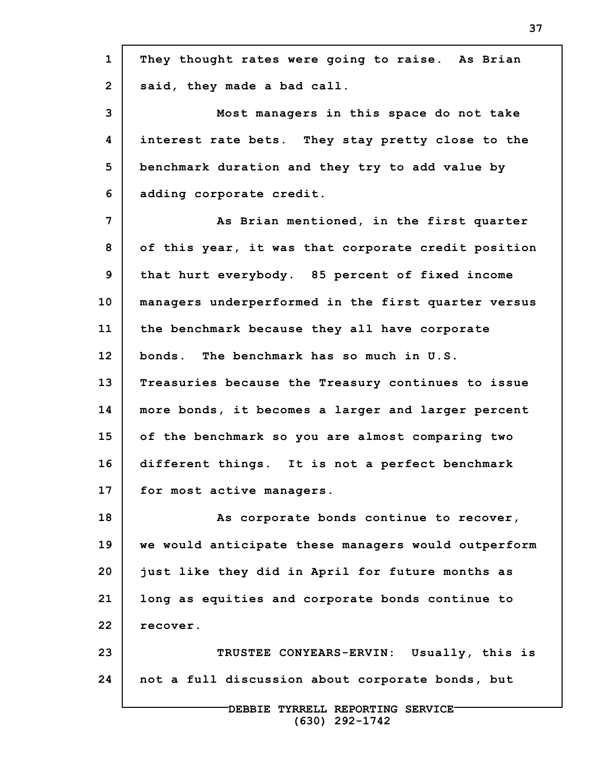They thought rates were going to raise. As Brian said, they made a bad call.

Most managers in this space do not take interest rate bets. They stay pretty close to the benchmark duration and they try to add value by adding corporate credit.

As Brian mentioned, in the first quarter of this year, it was that corporate credit position that hurt everybody. 85 percent of fixed income managers underperformed in the first quarter versus the benchmark because they all have corporate bonds. The benchmark has so much in U.S. Treasuries because the Treasury continues to issue more bonds, it becomes a larger and larger percent of the benchmark so you are almost comparing two different things. It is not a perfect benchmark for most active managers.

As corporate bonds continue to recover, we would anticipate these managers would outperform just like they did in April for future months as long as equities and corporate bonds continue to recover.

TRUSTEE CONYEARS-ERVIN: Usually, this is not a full discussion about corporate bonds, but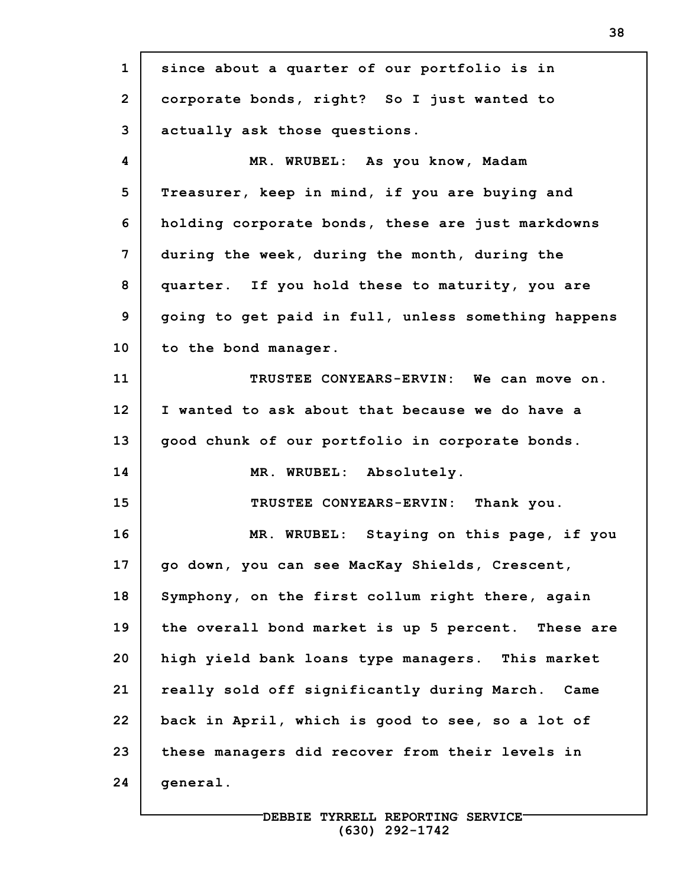since about a quarter of our portfolio is in corporate bonds, right? So I just wanted to actually ask those questions.

MR. WRUBEL: As you know, Madam Treasurer, keep in mind, if you are buying and holding corporate bonds, these are just markdowns during the week, during the month, during the quarter. If you hold these to maturity, you are going to get paid in full, unless something happens to the bond manager.

TRUSTEE CONYEARS-ERVIN: We can move on. I wanted to ask about that because we do have a good chunk of our portfolio in corporate bonds.

MR. WRUBEL: Absolutely.

TRUSTEE CONYEARS-ERVIN: Thank you.

MR. WRUBEL: Staying on this page, if you go down, you can see MacKay Shields, Crescent, Symphony, on the first collum right there, again the overall bond market is up 5 percent. These are high yield bank loans type managers. This market really sold off significantly during March. Came back in April, which is good to see, so a lot of these managers did recover from their levels in general.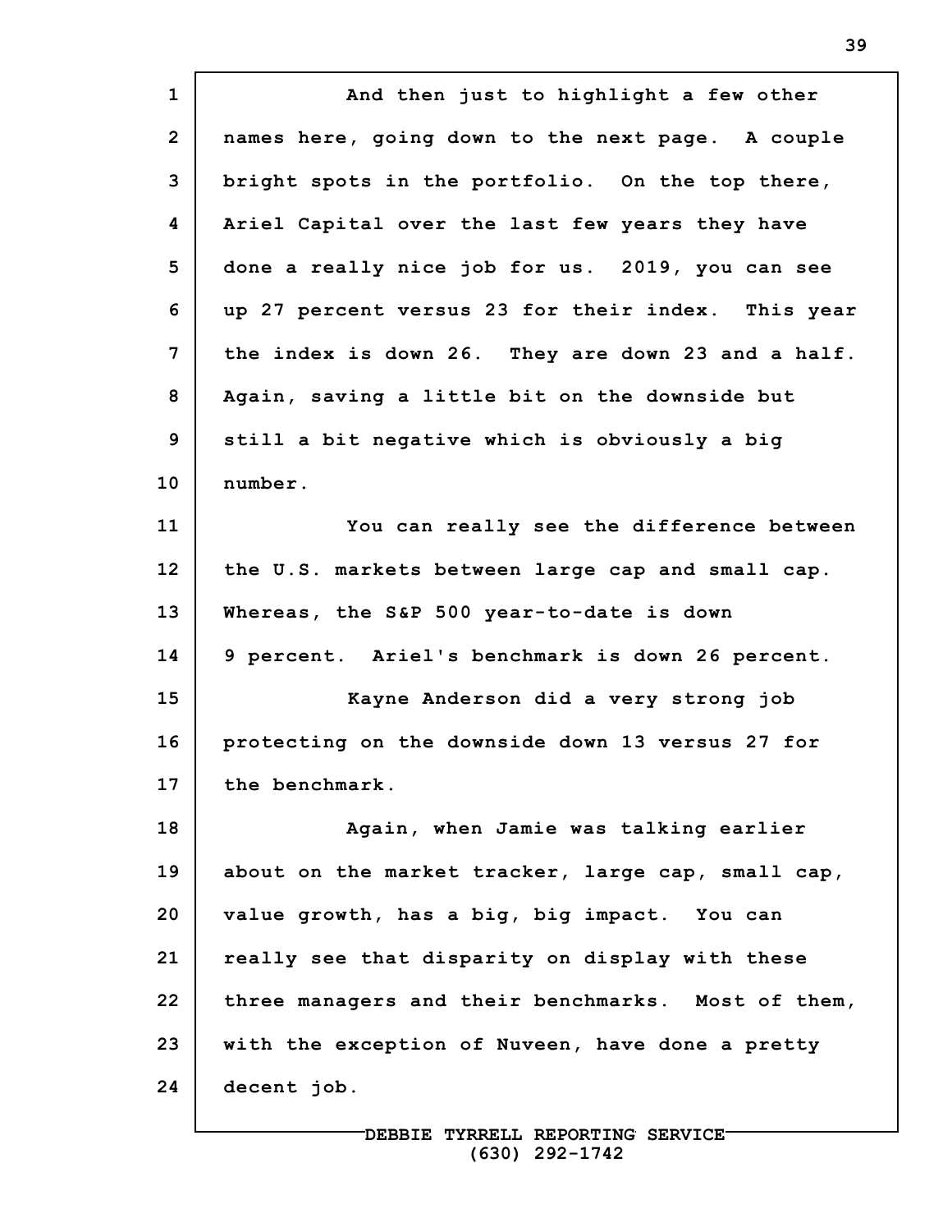And then just to highlight a few other names here, going down to the next page. A couple bright spots in the portfolio. On the top there, Ariel Capital over the last few years they have done a really nice job for us. 2019, you can see up 27 percent versus 23 for their index. This year the index is down 26. They are down 23 and a half. Again, saving a little bit on the downside but still a bit negative which is obviously a big number.

You can really see the difference between the U.S. markets between large cap and small cap. Whereas, the S&P 500 year-to-date is down 9 percent. Ariel's benchmark is down 26 percent.

Kayne Anderson did a very strong job protecting on the downside down 13 versus 27 for the benchmark.

Again, when Jamie was talking earlier about on the market tracker, large cap, small cap, value growth, has a big, big impact. You can really see that disparity on display with these three managers and their benchmarks. Most of them, with the exception of Nuveen, have done a pretty decent job.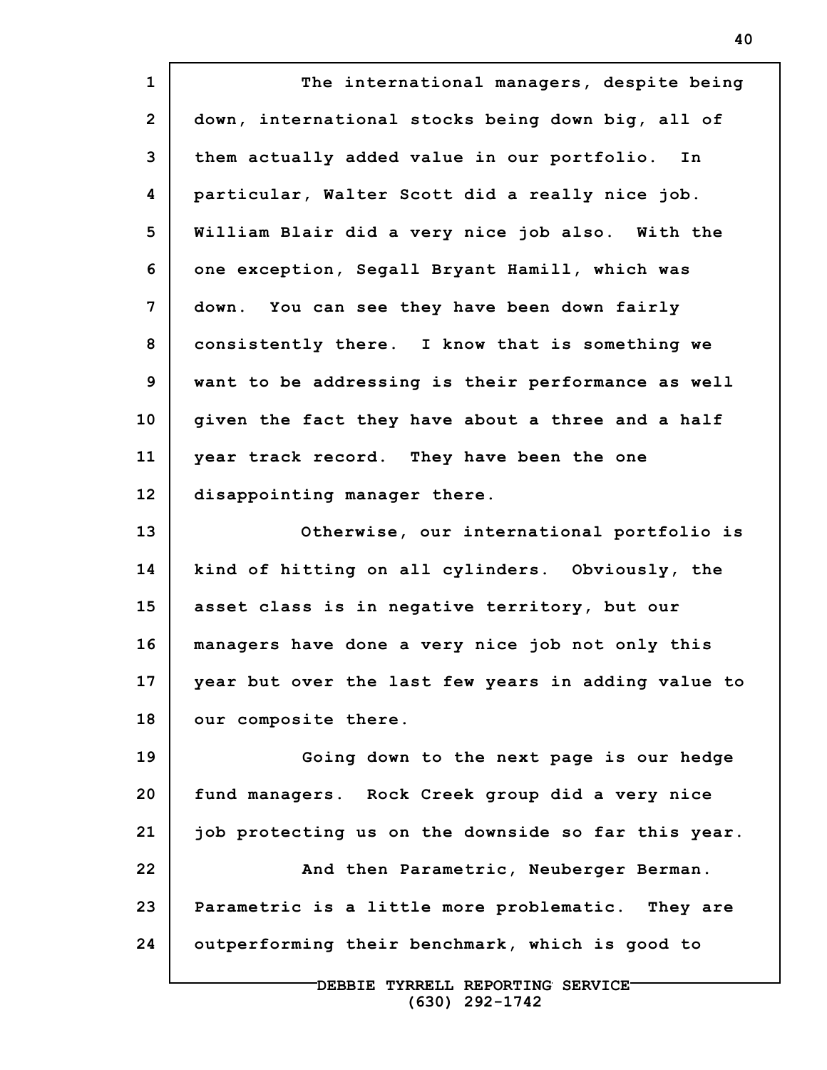The international managers, despite being down, international stocks being down big, all of them actually added value in our portfolio. In particular, Walter Scott did a really nice job. William Blair did a very nice job also. With the one exception, Segall Bryant Hamill, which was down. You can see they have been down fairly consistently there. I know that is something we want to be addressing is their performance as well given the fact they have about a three and a half year track record. They have been the one disappointing manager there.

Otherwise, our international portfolio is kind of hitting on all cylinders. Obviously, the asset class is in negative territory, but our managers have done a very nice job not only this year but over the last few years in adding value to our composite there.

Going down to the next page is our hedge fund managers. Rock Creek group did a very nice job protecting us on the downside so far this year.

And then Parametric, Neuberger Berman. Parametric is a little more problematic. They are outperforming their benchmark, which is good to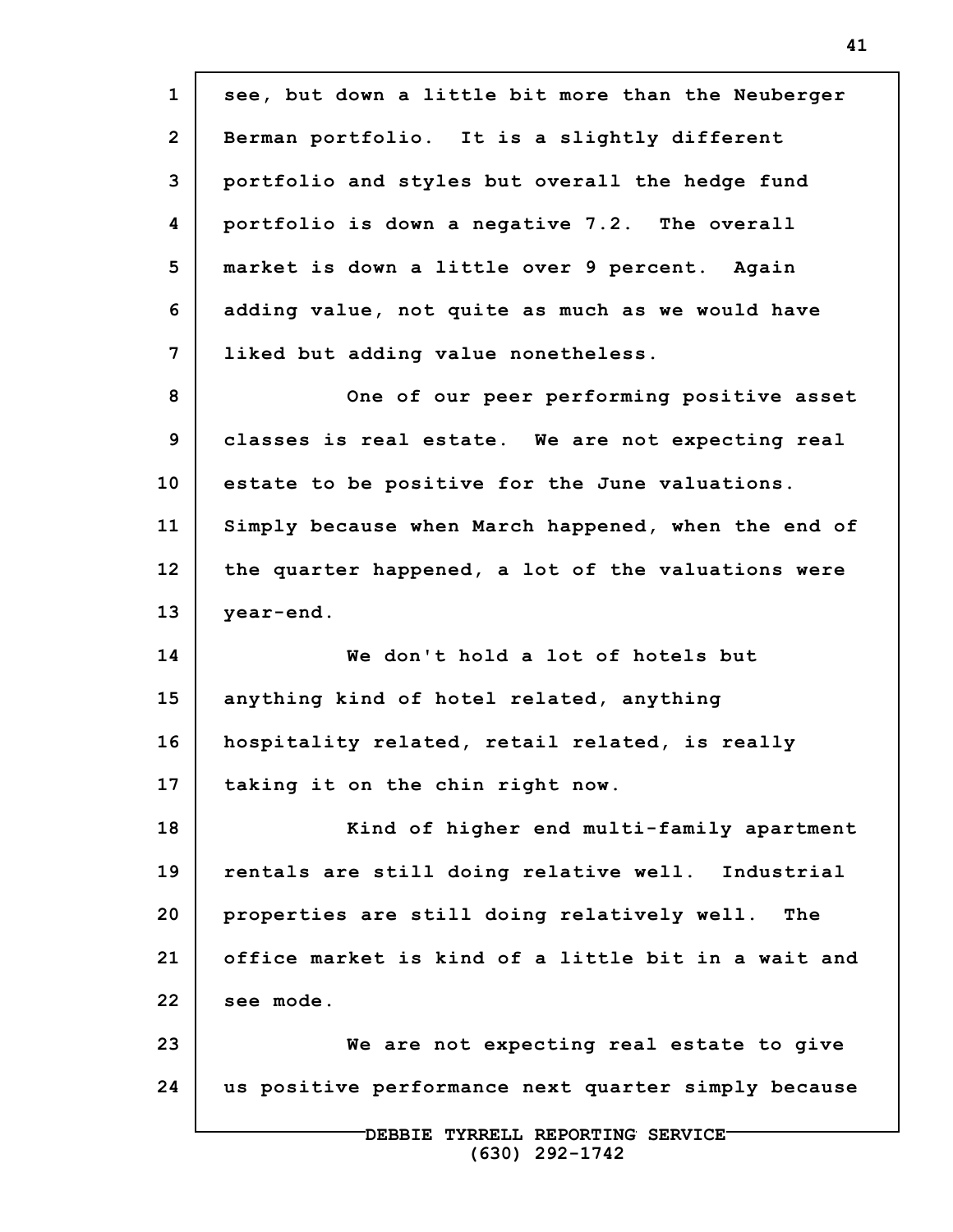see, but down a little bit more than the Neuberger Berman portfolio. It is a slightly different portfolio and styles but overall the hedge fund portfolio is down a negative 7.2. The overall market is down a little over 9 percent. Again adding value, not quite as much as we would have liked but adding value nonetheless.

One of our peer performing positive asset classes is real estate. We are not expecting real estate to be positive for the June valuations. Simply because when March happened, when the end of the quarter happened, a lot of the valuations were year-end.

We don't hold a lot of hotels but anything kind of hotel related, anything hospitality related, retail related, is really taking it on the chin right now.

Kind of higher end multi-family apartment rentals are still doing relative well. Industrial properties are still doing relatively well. The office market is kind of a little bit in a wait and see mode.

We are not expecting real estate to give us positive performance next quarter simply because

DEBBIE TYRRELL REPORTING SERVICE
(630) 292-1742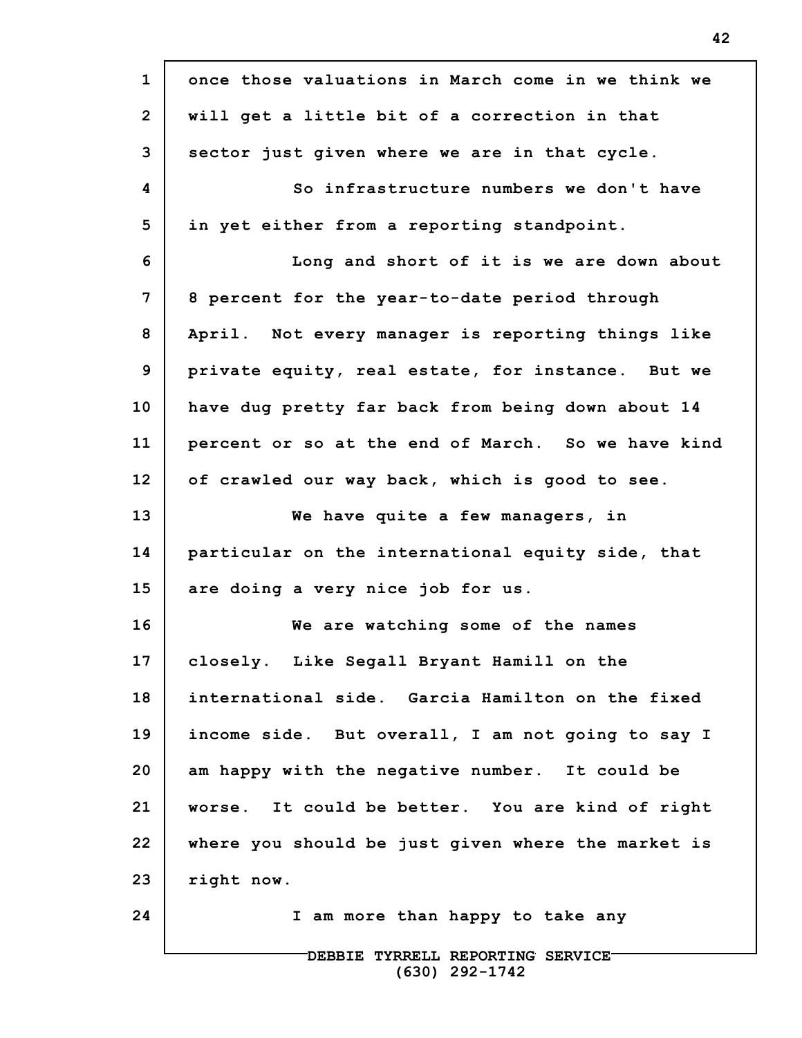once those valuations in March come in we think we will get a little bit of a correction in that sector just given where we are in that cycle.

So infrastructure numbers we don't have in yet either from a reporting standpoint.

Long and short of it is we are down about 8 percent for the year-to-date period through April. Not every manager is reporting things like private equity, real estate, for instance. But we have dug pretty far back from being down about 14 percent or so at the end of March. So we have kind of crawled our way back, which is good to see.

We have quite a few managers, in particular on the international equity side, that are doing a very nice job for us.

We are watching some of the names closely. Like Segall Bryant Hamill on the international side. Garcia Hamilton on the fixed income side. But overall, I am not going to say I am happy with the negative number. It could be worse. It could be better. You are kind of right where you should be just given where the market is right now.

I am more than happy to take any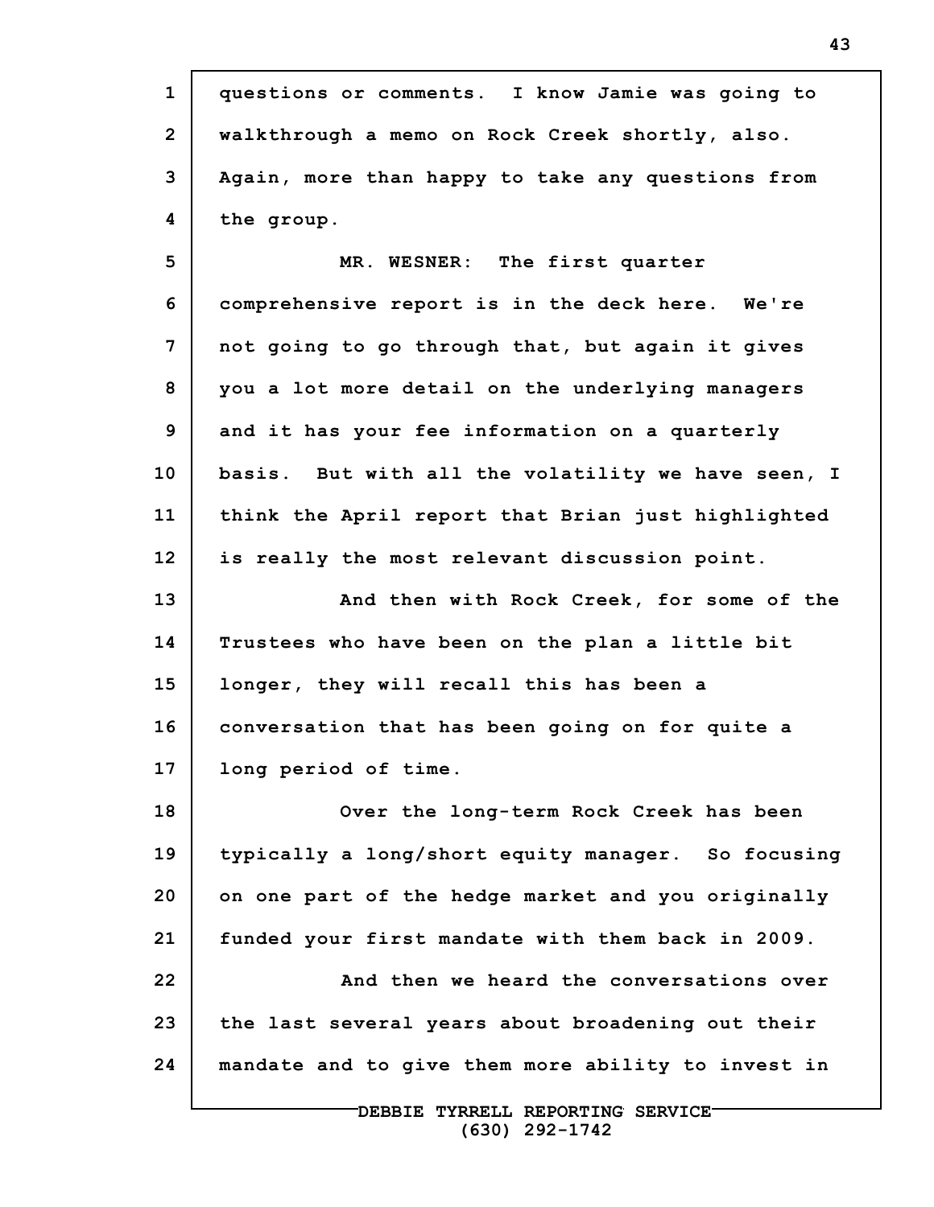questions or comments. I know Jamie was going to walkthrough a memo on Rock Creek shortly, also. Again, more than happy to take any questions from the group.

MR. WESNER: The first quarter comprehensive report is in the deck here. We're not going to go through that, but again it gives you a lot more detail on the underlying managers and it has your fee information on a quarterly basis. But with all the volatility we have seen, I think the April report that Brian just highlighted is really the most relevant discussion point.

And then with Rock Creek, for some of the Trustees who have been on the plan a little bit longer, they will recall this has been a conversation that has been going on for quite a long period of time.

Over the long-term Rock Creek has been typically a long/short equity manager. So focusing on one part of the hedge market and you originally funded your first mandate with them back in 2009.

And then we heard the conversations over the last several years about broadening out their mandate and to give them more ability to invest in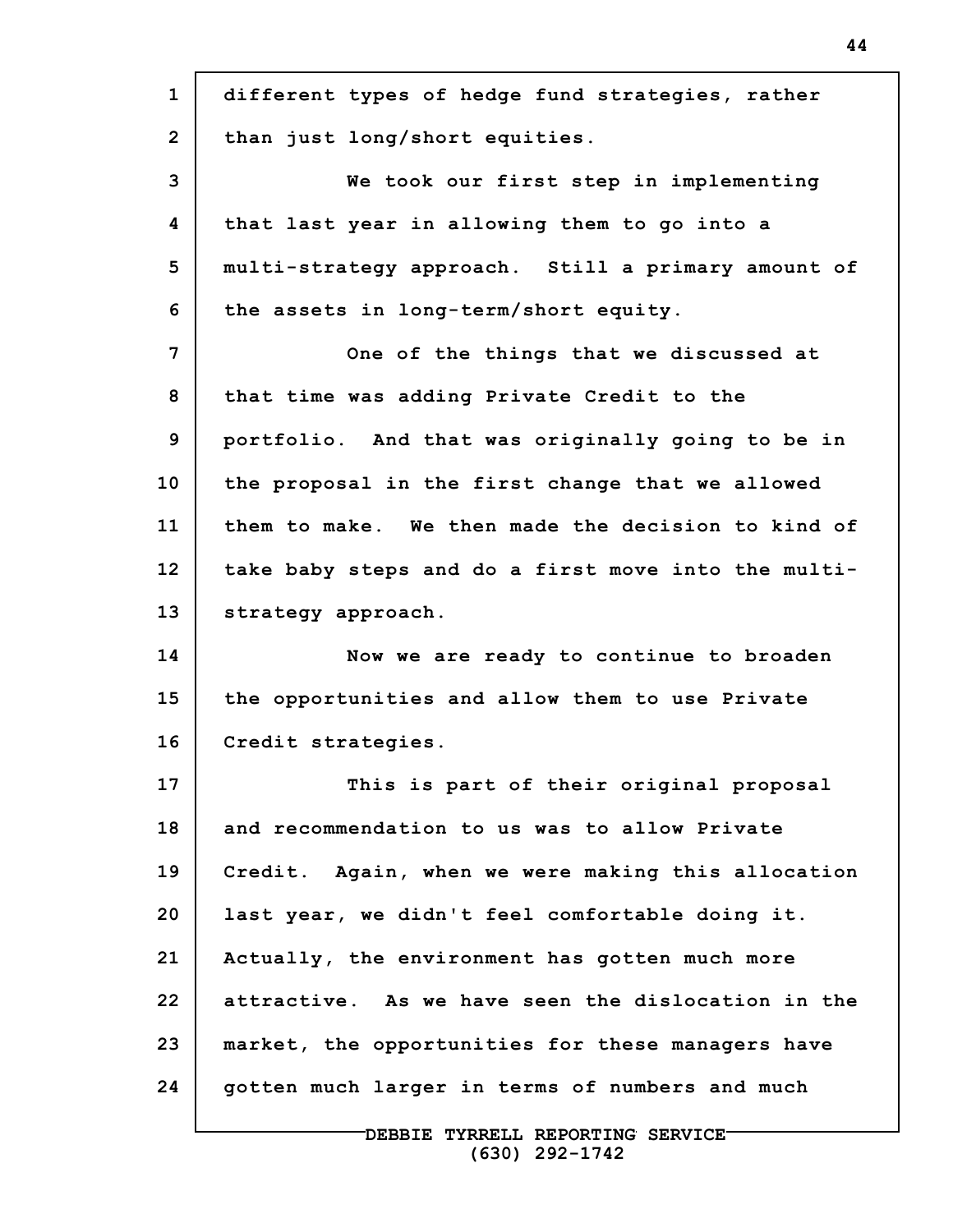different types of hedge fund strategies, rather than just long/short equities.

We took our first step in implementing that last year in allowing them to go into a multi-strategy approach. Still a primary amount of the assets in long-term/short equity.

One of the things that we discussed at that time was adding Private Credit to the portfolio. And that was originally going to be in the proposal in the first change that we allowed them to make. We then made the decision to kind of take baby steps and do a first move into the multi-strategy approach.

Now we are ready to continue to broaden the opportunities and allow them to use Private Credit strategies.

This is part of their original proposal and recommendation to us was to allow Private Credit. Again, when we were making this allocation last year, we didn't feel comfortable doing it. Actually, the environment has gotten much more attractive. As we have seen the dislocation in the market, the opportunities for these managers have gotten much larger in terms of numbers and much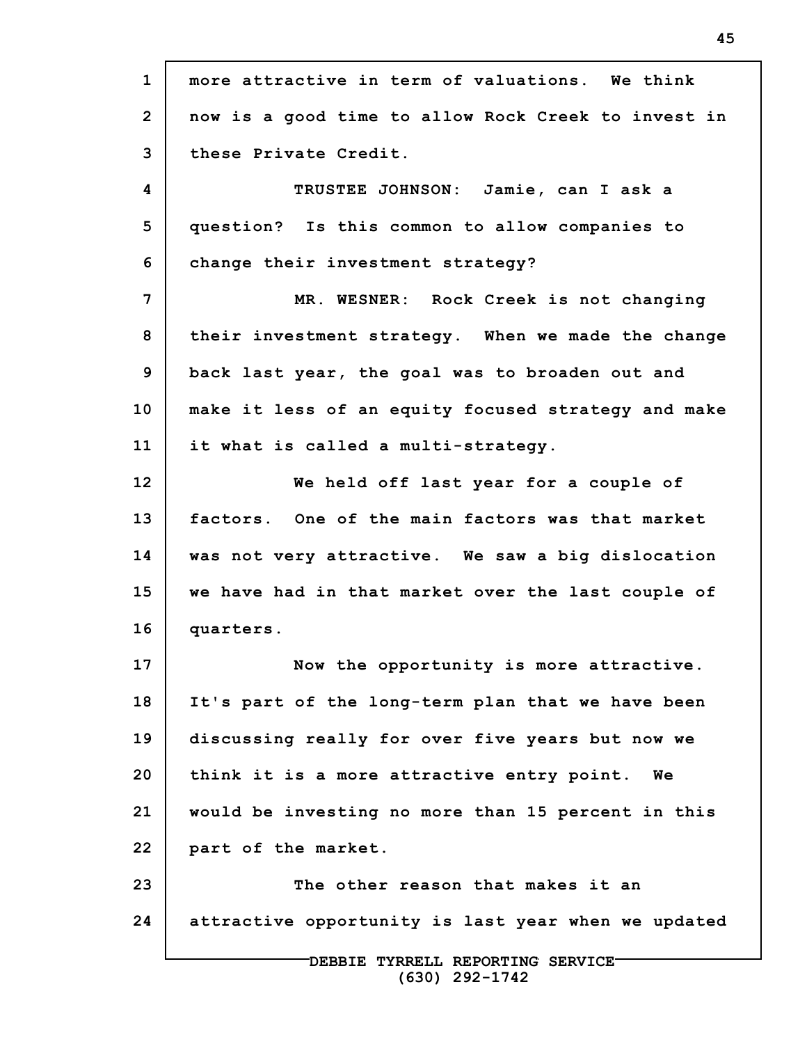more attractive in term of valuations. We think now is a good time to allow Rock Creek to invest in these Private Credit.

TRUSTEE JOHNSON: Jamie, can I ask a question? Is this common to allow companies to change their investment strategy?

MR. WESNER: Rock Creek is not changing their investment strategy. When we made the change back last year, the goal was to broaden out and make it less of an equity focused strategy and make it what is called a multi-strategy.

We held off last year for a couple of factors. One of the main factors was that market was not very attractive. We saw a big dislocation we have had in that market over the last couple of quarters.

Now the opportunity is more attractive. It's part of the long-term plan that we have been discussing really for over five years but now we think it is a more attractive entry point. We would be investing no more than 15 percent in this part of the market.

The other reason that makes it an attractive opportunity is last year when we updated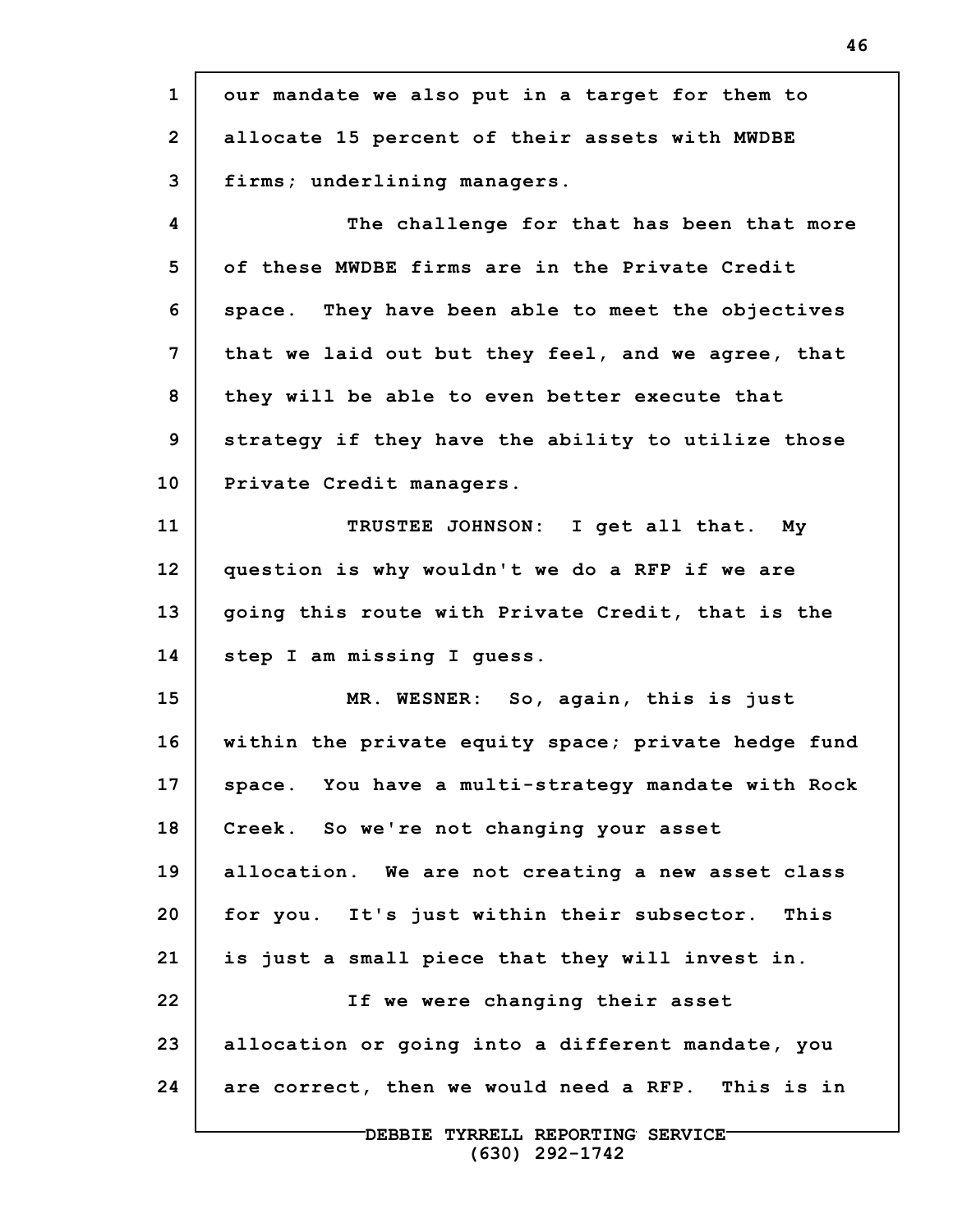our mandate we also put in a target for them to allocate 15 percent of their assets with MWDBE firms; underlining managers.

The challenge for that has been that more of these MWDBE firms are in the Private Credit space. They have been able to meet the objectives that we laid out but they feel, and we agree, that they will be able to even better execute that strategy if they have the ability to utilize those Private Credit managers.

TRUSTEE JOHNSON: I get all that. My question is why wouldn't we do a RFP if we are going this route with Private Credit, that is the step I am missing I guess.

MR. WESNER: So, again, this is just within the private equity space; private hedge fund space. You have a multi-strategy mandate with Rock Creek. So we're not changing your asset allocation. We are not creating a new asset class for you. It's just within their subsector. This is just a small piece that they will invest in.

If we were changing their asset allocation or going into a different mandate, you are correct, then we would need a RFP. This is in

DEBBIE TYRRELL REPORTING SERVICE
(630) 292-1742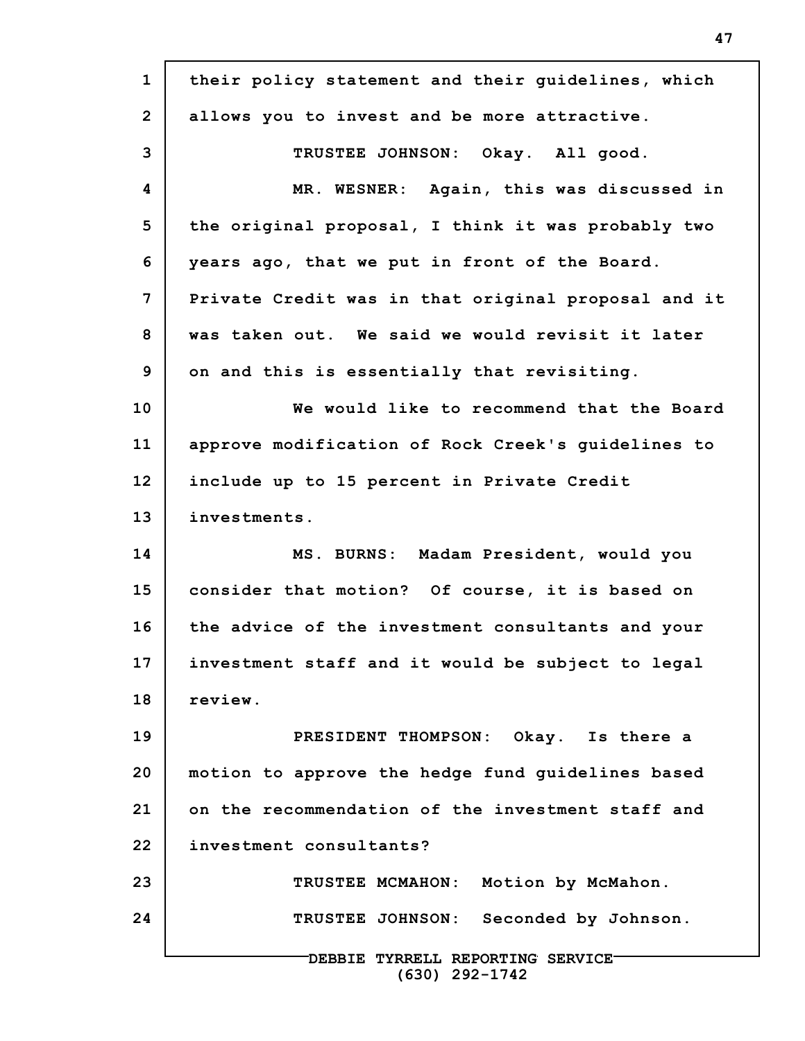their policy statement and their guidelines, which allows you to invest and be more attractive.

TRUSTEE JOHNSON: Okay. All good.

MR. WESNER: Again, this was discussed in the original proposal, I think it was probably two years ago, that we put in front of the Board. Private Credit was in that original proposal and it was taken out. We said we would revisit it later on and this is essentially that revisiting.

We would like to recommend that the Board approve modification of Rock Creek's guidelines to include up to 15 percent in Private Credit investments.

MS. BURNS: Madam President, would you consider that motion? Of course, it is based on the advice of the investment consultants and your investment staff and it would be subject to legal review.

PRESIDENT THOMPSON: Okay. Is there a motion to approve the hedge fund guidelines based on the recommendation of the investment staff and investment consultants?

TRUSTEE MCMAHON: Motion by McMahon.

TRUSTEE JOHNSON: Seconded by Johnson.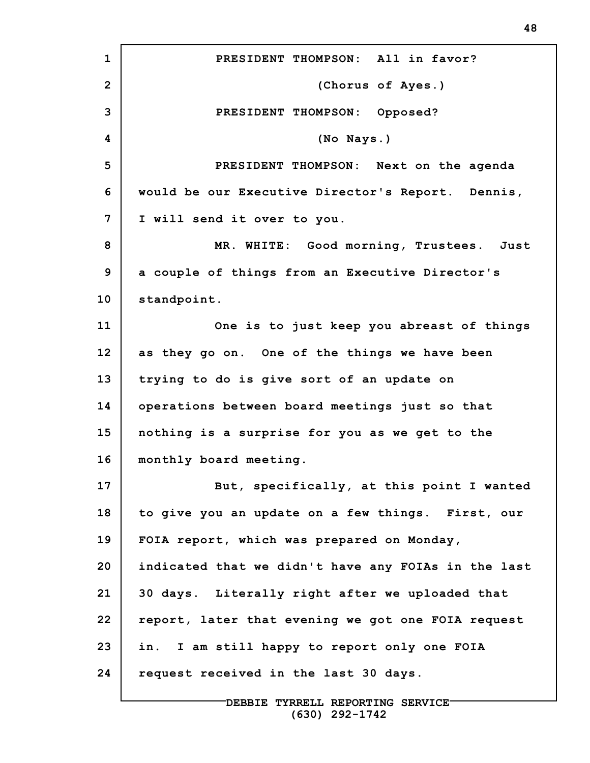PRESIDENT THOMPSON: All in favor?

(Chorus of Ayes.)

PRESIDENT THOMPSON: Opposed?

(No Nays.)

PRESIDENT THOMPSON: Next on the agenda would be our Executive Director's Report. Dennis, I will send it over to you.

MR. WHITE: Good morning, Trustees. Just a couple of things from an Executive Director's standpoint.

One is to just keep you abreast of things as they go on. One of the things we have been trying to do is give sort of an update on operations between board meetings just so that nothing is a surprise for you as we get to the monthly board meeting.

But, specifically, at this point I wanted to give you an update on a few things. First, our FOIA report, which was prepared on Monday, indicated that we didn't have any FOIAs in the last 30 days. Literally right after we uploaded that report, later that evening we got one FOIA request in. I am still happy to report only one FOIA request received in the last 30 days.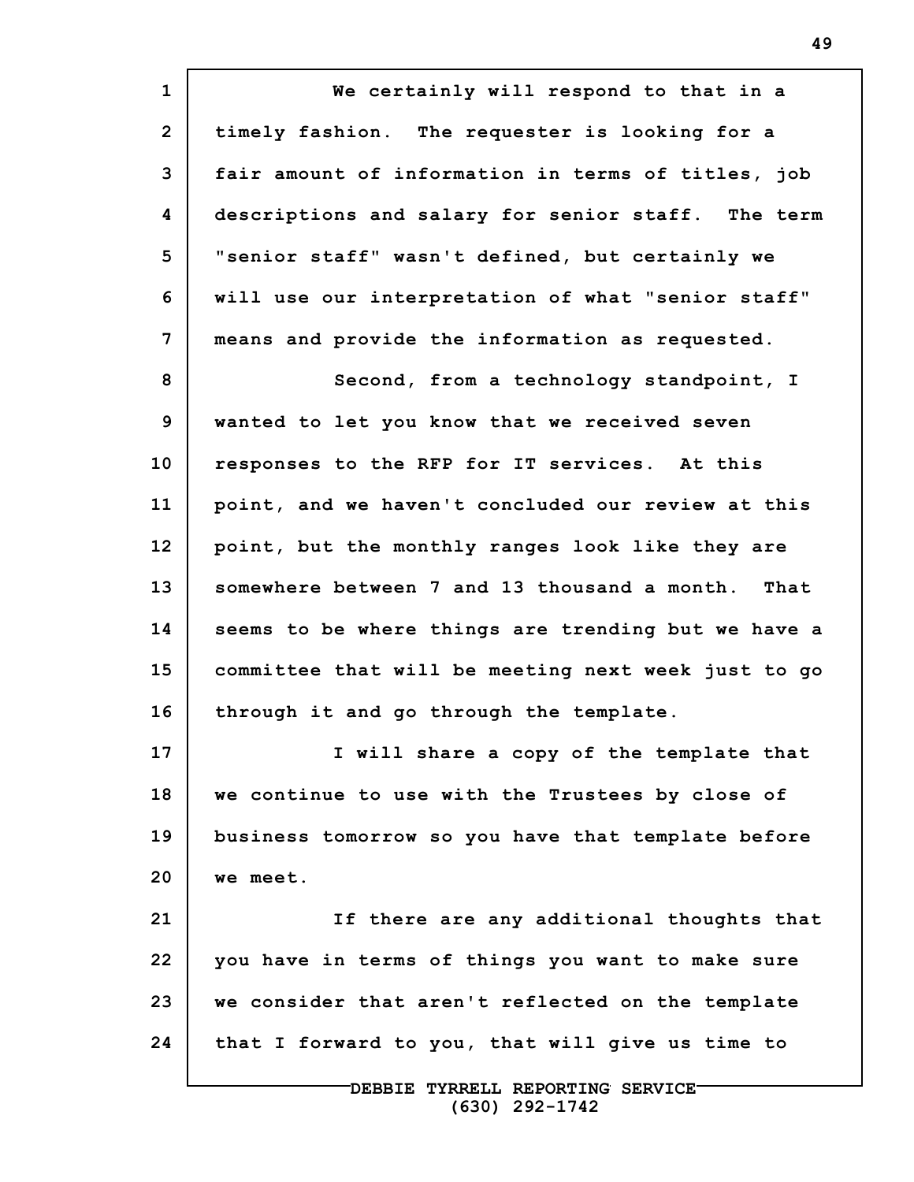We certainly will respond to that in a timely fashion. The requester is looking for a fair amount of information in terms of titles, job descriptions and salary for senior staff. The term "senior staff" wasn't defined, but certainly we will use our interpretation of what "senior staff" means and provide the information as requested.

Second, from a technology standpoint, I wanted to let you know that we received seven responses to the RFP for IT services. At this point, and we haven't concluded our review at this point, but the monthly ranges look like they are somewhere between 7 and 13 thousand a month. That seems to be where things are trending but we have a committee that will be meeting next week just to go through it and go through the template.

I will share a copy of the template that we continue to use with the Trustees by close of business tomorrow so you have that template before we meet.

If there are any additional thoughts that you have in terms of things you want to make sure we consider that aren't reflected on the template that I forward to you, that will give us time to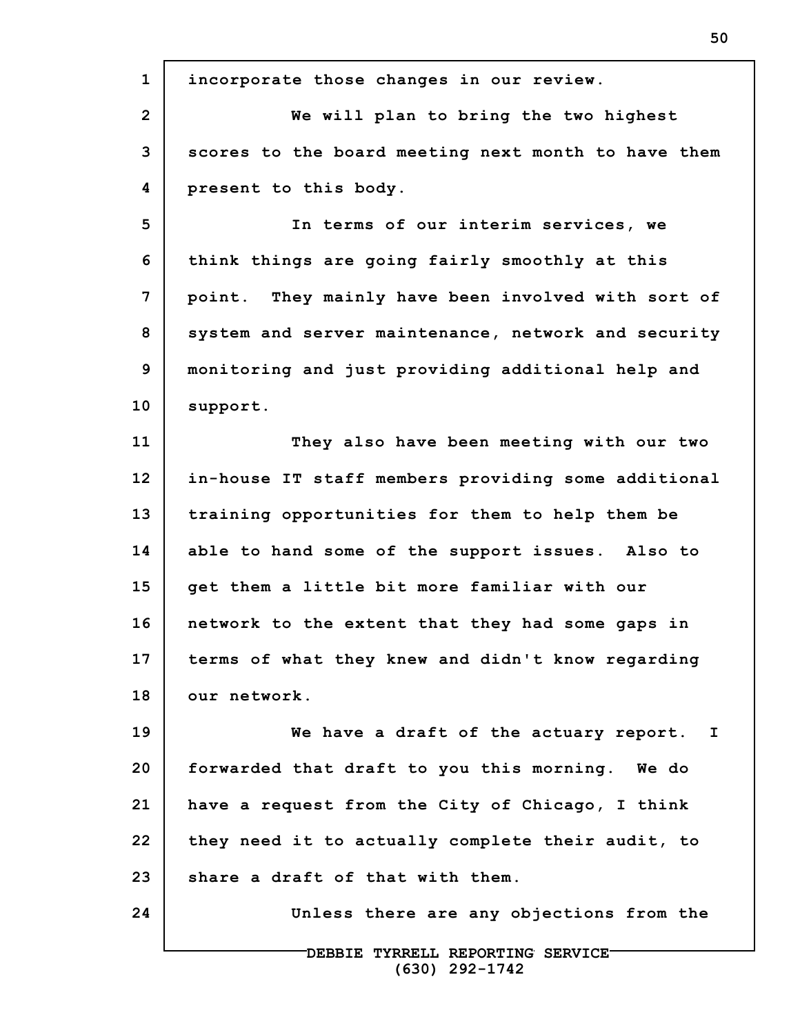incorporate those changes in our review.

We will plan to bring the two highest scores to the board meeting next month to have them present to this body.

In terms of our interim services, we think things are going fairly smoothly at this point. They mainly have been involved with sort of system and server maintenance, network and security monitoring and just providing additional help and support.

They also have been meeting with our two in-house IT staff members providing some additional training opportunities for them to help them be able to hand some of the support issues. Also to get them a little bit more familiar with our network to the extent that they had some gaps in terms of what they knew and didn't know regarding our network.

We have a draft of the actuary report. I forwarded that draft to you this morning. We do have a request from the City of Chicago, I think they need it to actually complete their audit, to share a draft of that with them.

Unless there are any objections from the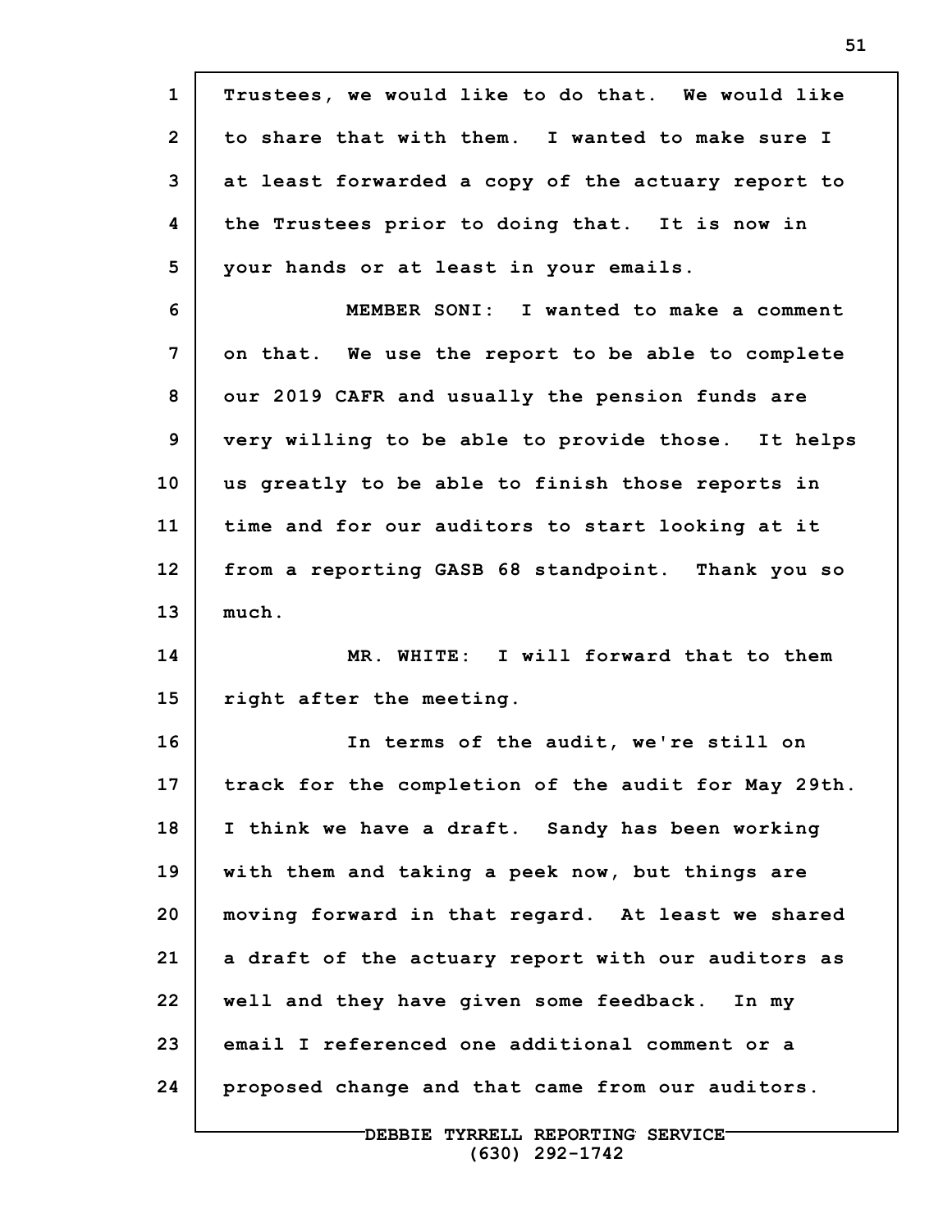Trustees, we would like to do that. We would like to share that with them. I wanted to make sure I at least forwarded a copy of the actuary report to the Trustees prior to doing that. It is now in your hands or at least in your emails.

MEMBER SONI: I wanted to make a comment on that. We use the report to be able to complete our 2019 CAFR and usually the pension funds are very willing to be able to provide those. It helps us greatly to be able to finish those reports in time and for our auditors to start looking at it from a reporting GASB 68 standpoint. Thank you so much.

MR. WHITE: I will forward that to them right after the meeting.

In terms of the audit, we're still on track for the completion of the audit for May 29th. I think we have a draft. Sandy has been working with them and taking a peek now, but things are moving forward in that regard. At least we shared a draft of the actuary report with our auditors as well and they have given some feedback. In my email I referenced one additional comment or a proposed change and that came from our auditors.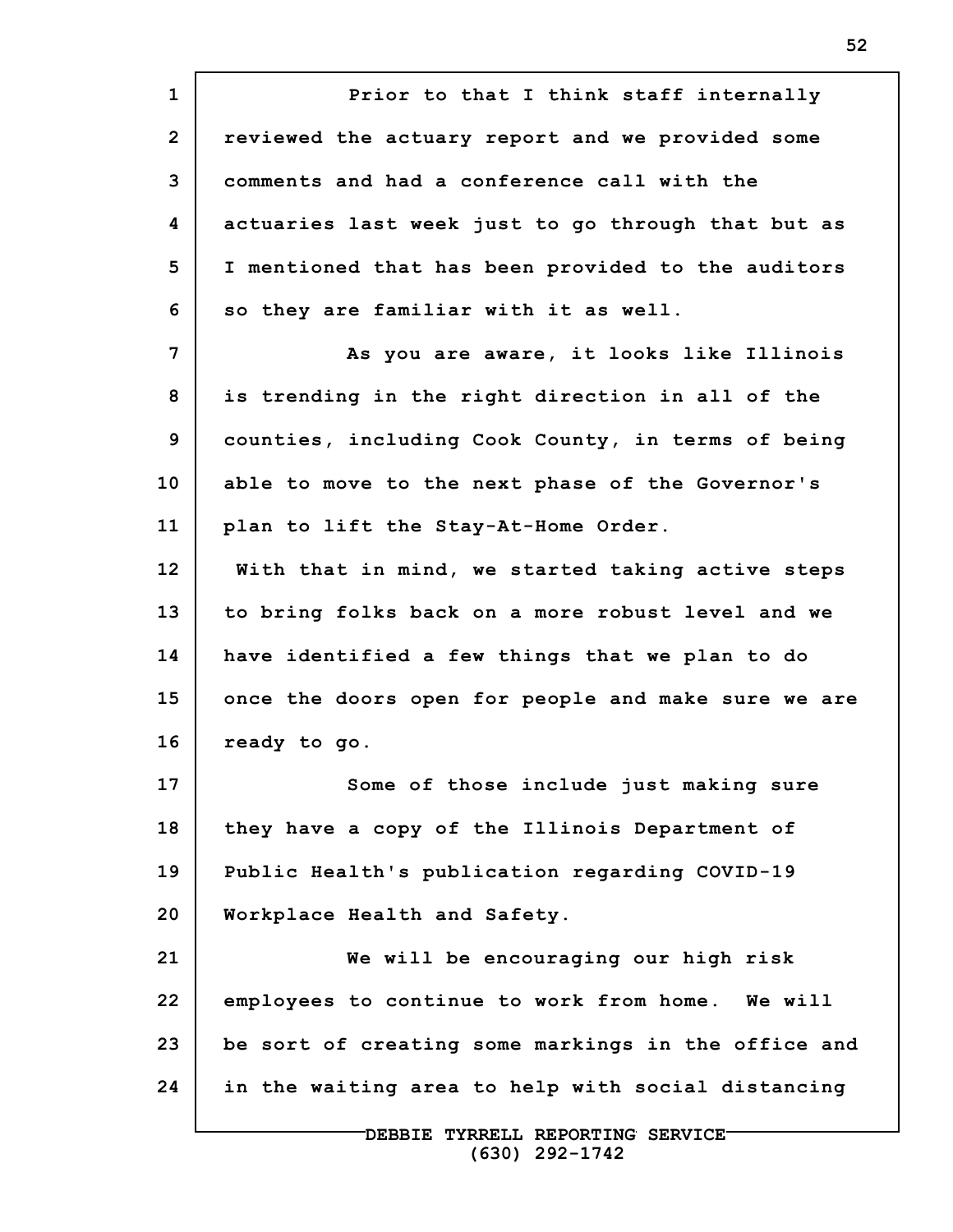Prior to that I think staff internally reviewed the actuary report and we provided some comments and had a conference call with the actuaries last week just to go through that but as I mentioned that has been provided to the auditors so they are familiar with it as well.

As you are aware, it looks like Illinois is trending in the right direction in all of the counties, including Cook County, in terms of being able to move to the next phase of the Governor's plan to lift the Stay-At-Home Order.

With that in mind, we started taking active steps to bring folks back on a more robust level and we have identified a few things that we plan to do once the doors open for people and make sure we are ready to go.

Some of those include just making sure they have a copy of the Illinois Department of Public Health's publication regarding COVID-19 Workplace Health and Safety.

We will be encouraging our high risk employees to continue to work from home. We will be sort of creating some markings in the office and in the waiting area to help with social distancing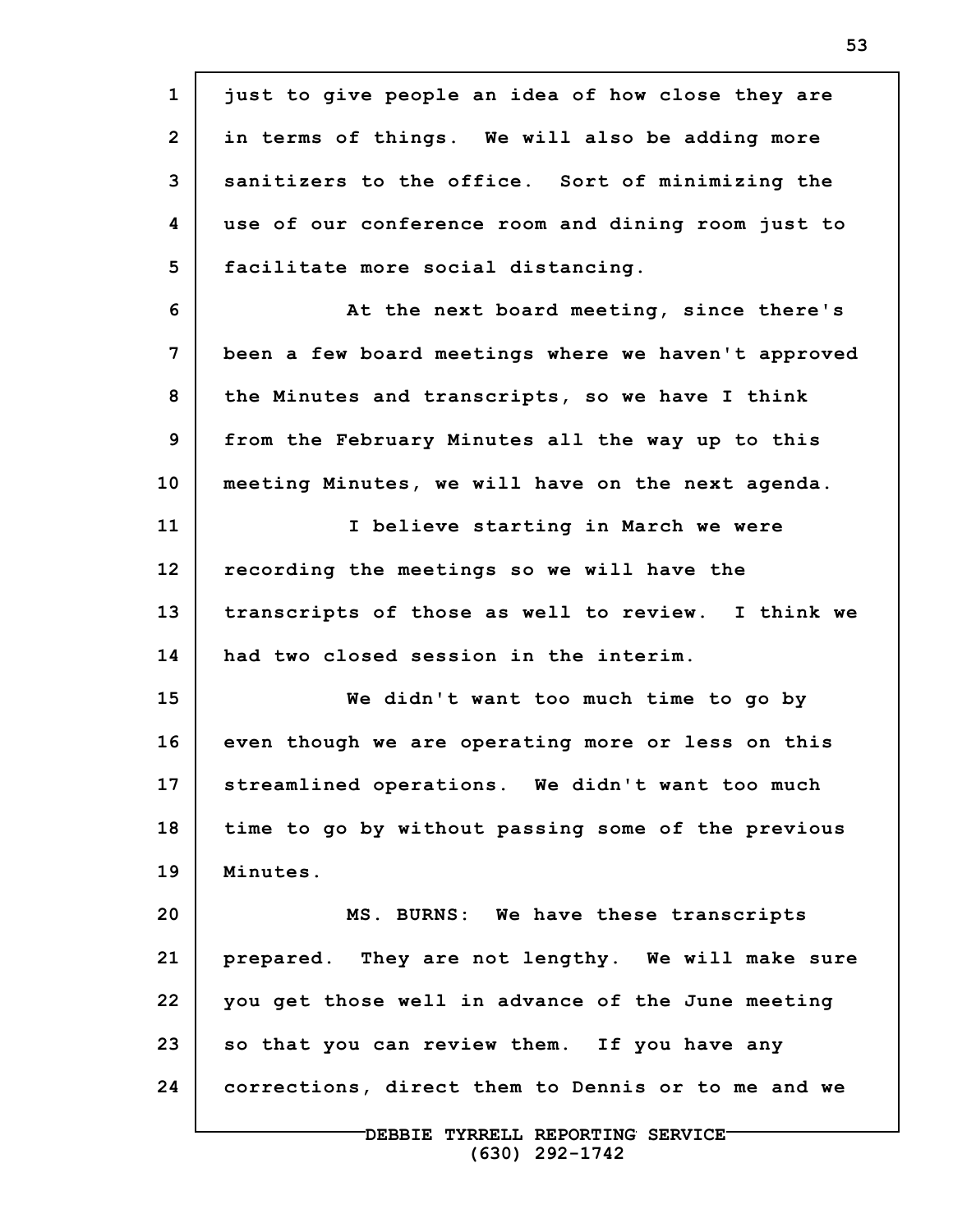just to give people an idea of how close they are in terms of things. We will also be adding more sanitizers to the office. Sort of minimizing the use of our conference room and dining room just to facilitate more social distancing.

At the next board meeting, since there's been a few board meetings where we haven't approved the Minutes and transcripts, so we have I think from the February Minutes all the way up to this meeting Minutes, we will have on the next agenda.

I believe starting in March we were recording the meetings so we will have the transcripts of those as well to review. I think we had two closed session in the interim.

We didn't want too much time to go by even though we are operating more or less on this streamlined operations. We didn't want too much time to go by without passing some of the previous Minutes.

MS. BURNS: We have these transcripts prepared. They are not lengthy. We will make sure you get those well in advance of the June meeting so that you can review them. If you have any corrections, direct them to Dennis or to me and we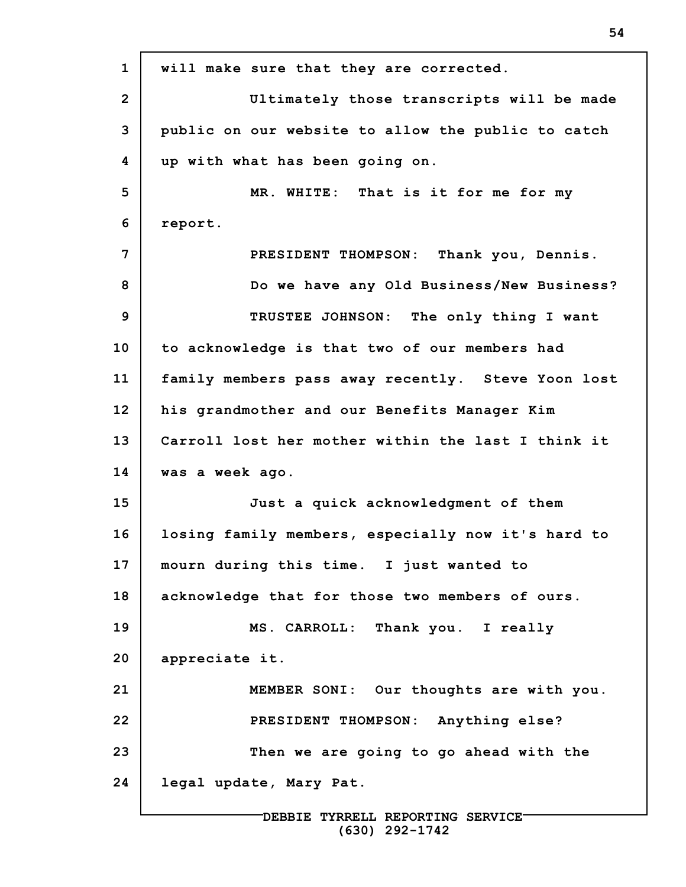will make sure that they are corrected.

Ultimately those transcripts will be made public on our website to allow the public to catch up with what has been going on.

MR. WHITE: That is it for me for my report.

PRESIDENT THOMPSON: Thank you, Dennis.

Do we have any Old Business/New Business?

TRUSTEE JOHNSON: The only thing I want to acknowledge is that two of our members had family members pass away recently. Steve Yoon lost his grandmother and our Benefits Manager Kim Carroll lost her mother within the last I think it was a week ago.

Just a quick acknowledgment of them losing family members, especially now it's hard to mourn during this time. I just wanted to acknowledge that for those two members of ours.

MS. CARROLL: Thank you. I really appreciate it.

MEMBER SONI: Our thoughts are with you.

PRESIDENT THOMPSON: Anything else?

Then we are going to go ahead with the legal update, Mary Pat.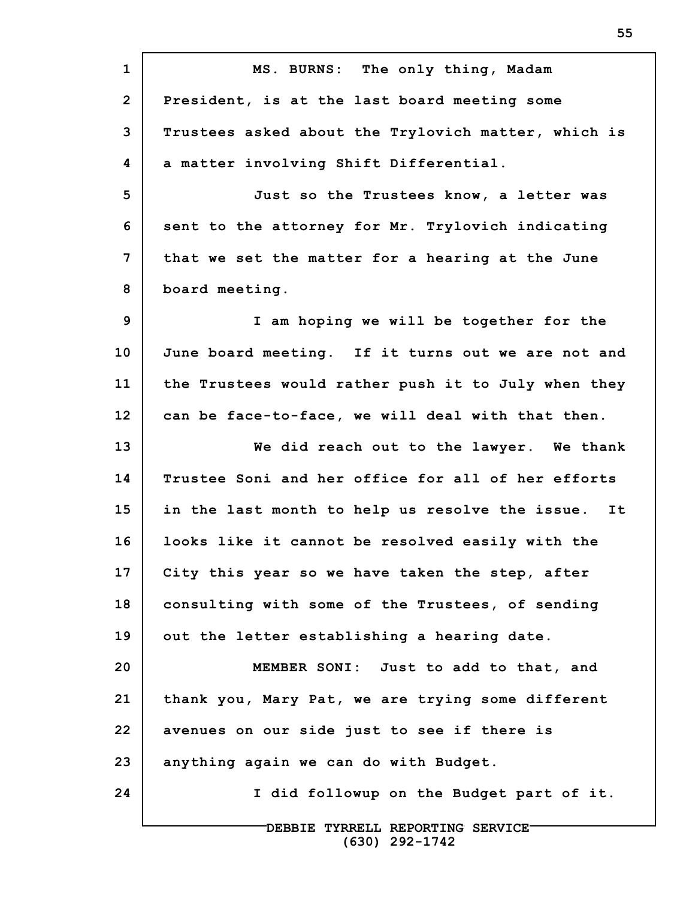MS. BURNS: The only thing, Madam President, is at the last board meeting some Trustees asked about the Trylovich matter, which is a matter involving Shift Differential.

Just so the Trustees know, a letter was sent to the attorney for Mr. Trylovich indicating that we set the matter for a hearing at the June board meeting.

I am hoping we will be together for the June board meeting. If it turns out we are not and the Trustees would rather push it to July when they can be face-to-face, we will deal with that then.

We did reach out to the lawyer. We thank Trustee Soni and her office for all of her efforts in the last month to help us resolve the issue. It looks like it cannot be resolved easily with the City this year so we have taken the step, after consulting with some of the Trustees, of sending out the letter establishing a hearing date.

MEMBER SONI: Just to add to that, and thank you, Mary Pat, we are trying some different avenues on our side just to see if there is anything again we can do with Budget.

I did followup on the Budget part of it.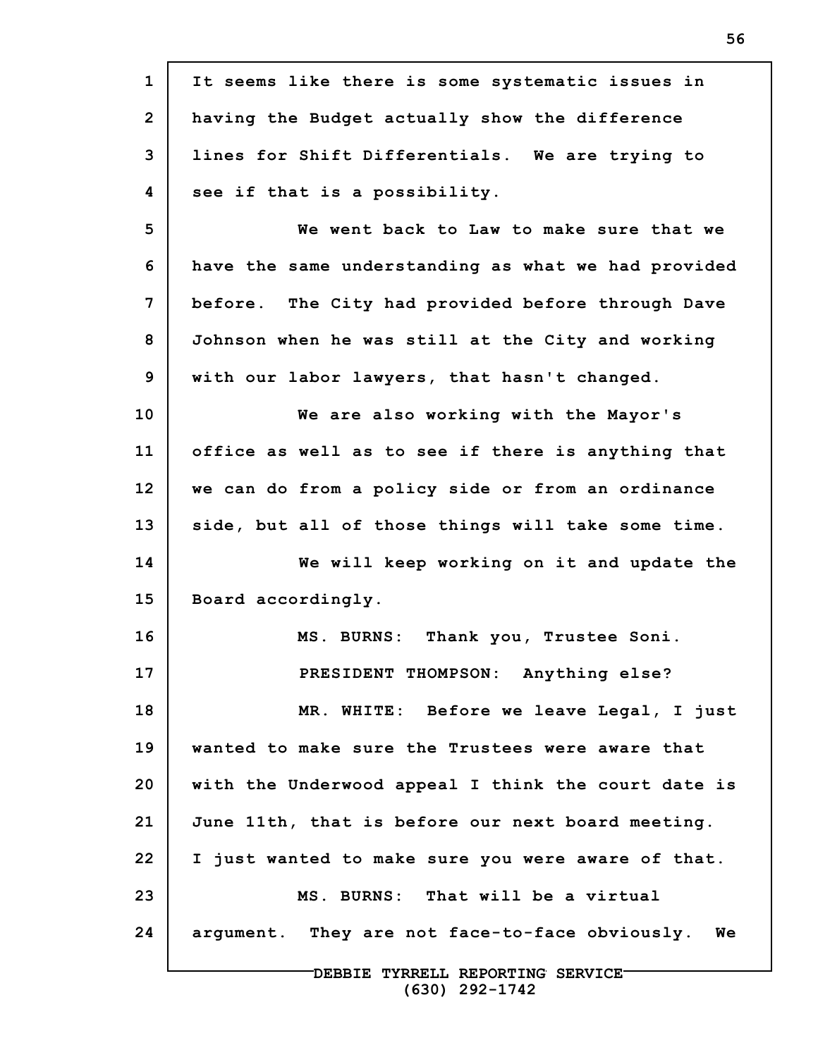It seems like there is some systematic issues in having the Budget actually show the difference lines for Shift Differentials. We are trying to see if that is a possibility.

We went back to Law to make sure that we have the same understanding as what we had provided before. The City had provided before through Dave Johnson when he was still at the City and working with our labor lawyers, that hasn't changed.

We are also working with the Mayor's office as well as to see if there is anything that we can do from a policy side or from an ordinance side, but all of those things will take some time.

We will keep working on it and update the Board accordingly.

MS. BURNS: Thank you, Trustee Soni.

PRESIDENT THOMPSON: Anything else?

MR. WHITE: Before we leave Legal, I just wanted to make sure the Trustees were aware that with the Underwood appeal I think the court date is June 11th, that is before our next board meeting. I just wanted to make sure you were aware of that.

MS. BURNS: That will be a virtual argument. They are not face-to-face obviously. We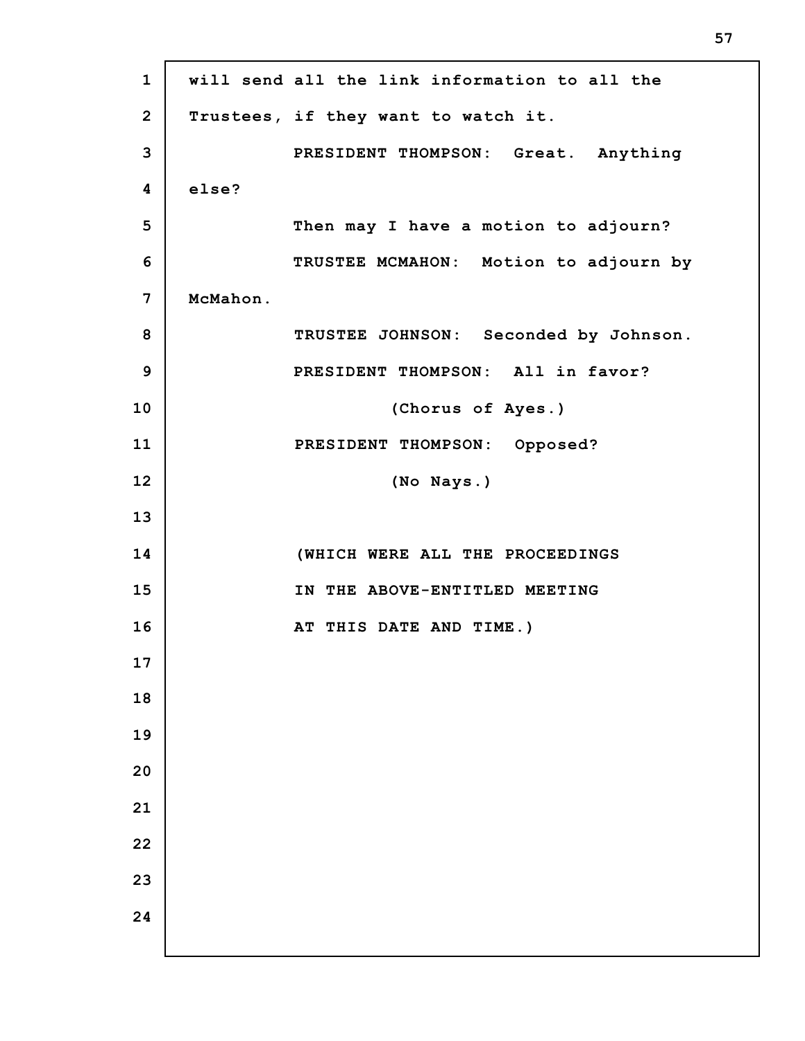will send all the link information to all the Trustees, if they want to watch it.

PRESIDENT THOMPSON: Great. Anything else?

Then may I have a motion to adjourn?

TRUSTEE MCMAHON: Motion to adjourn by McMahon.

TRUSTEE JOHNSON: Seconded by Johnson.

PRESIDENT THOMPSON: All in favor?

(Chorus of Ayes.)

PRESIDENT THOMPSON: Opposed?

(No Nays.)

(WHICH WERE ALL THE PROCEEDINGS IN THE ABOVE-ENTITLED MEETING AT THIS DATE AND TIME.)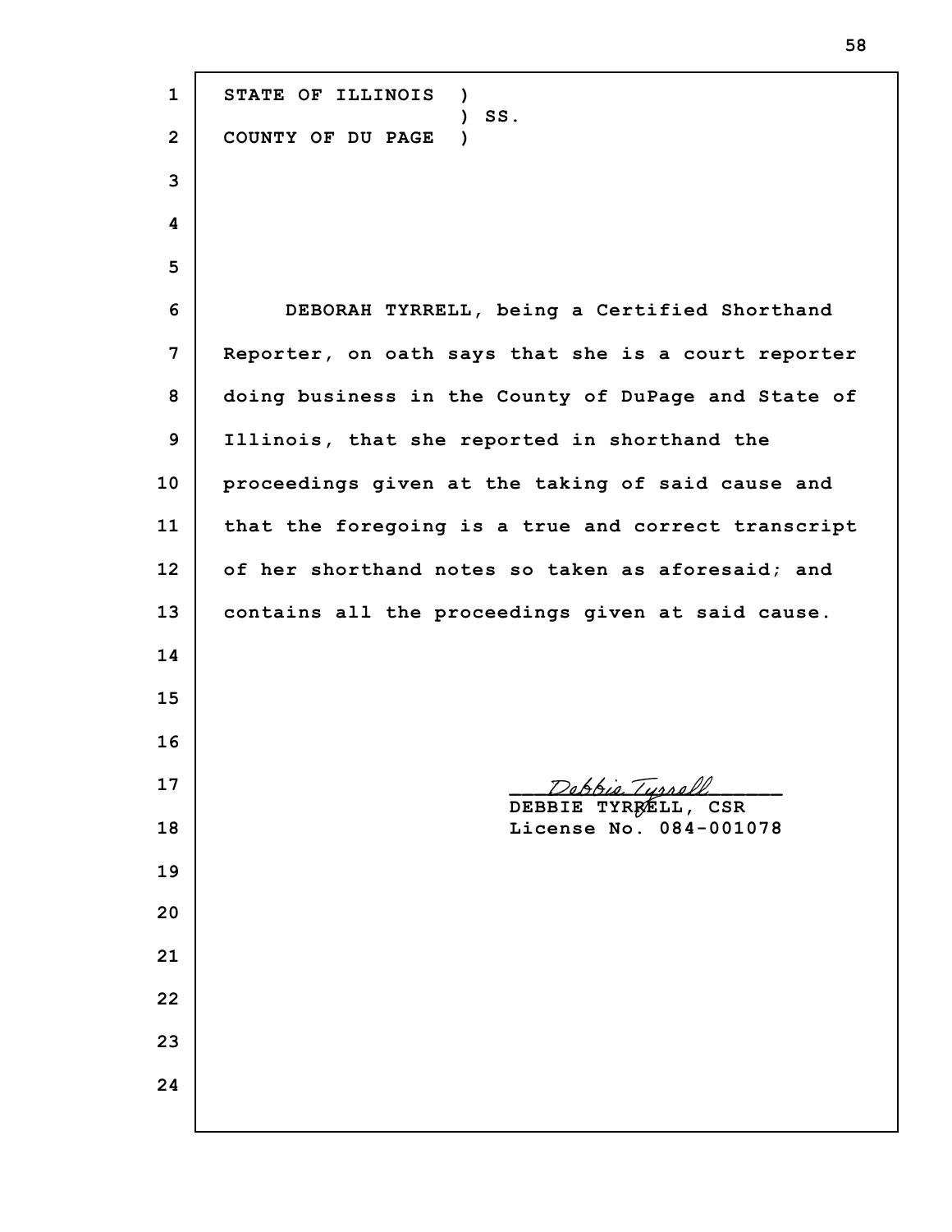STATE OF ILLINOIS )
) SS.
COUNTY OF DU PAGE )

DEBORAH TYRRELL, being a Certified Shorthand Reporter, on oath says that she is a court reporter doing business in the County of DuPage and State of Illinois, that she reported in shorthand the proceedings given at the taking of said cause and that the foregoing is a true and correct transcript of her shorthand notes so taken as aforesaid; and contains all the proceedings given at said cause.

Debbie Tyrrell
DEBBIE TYRRELL, CSR
License No. 084-001078